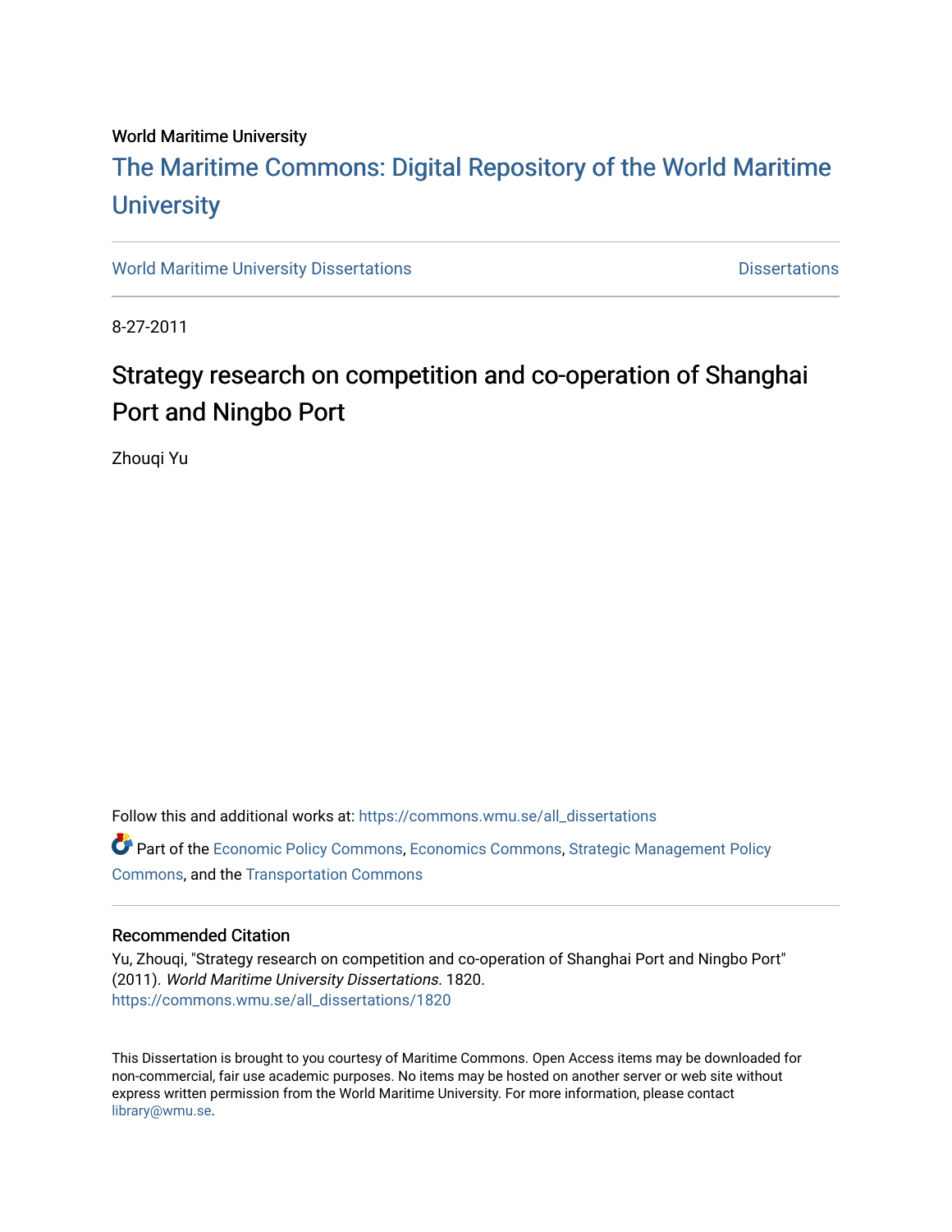World Maritime University

# The Maritime Commons: Digital Repository of the World Maritime University

World Maritime University Dissertations | Dissertations

8-27-2011

## Strategy research on competition and co-operation of Shanghai Port and Ningbo Port

Zhouqi Yu

Follow this and additional works at: https://commons.wmu.se/all_dissertations

Part of the Economic Policy Commons, Economics Commons, Strategic Management Policy Commons, and the Transportation Commons

### Recommended Citation

Yu, Zhouqi, "Strategy research on competition and co-operation of Shanghai Port and Ningbo Port" (2011). *World Maritime University Dissertations*. 1820.
https://commons.wmu.se/all_dissertations/1820

This Dissertation is brought to you courtesy of Maritime Commons. Open Access items may be downloaded for non-commercial, fair use academic purposes. No items may be hosted on another server or web site without express written permission from the World Maritime University. For more information, please contact library@wmu.se.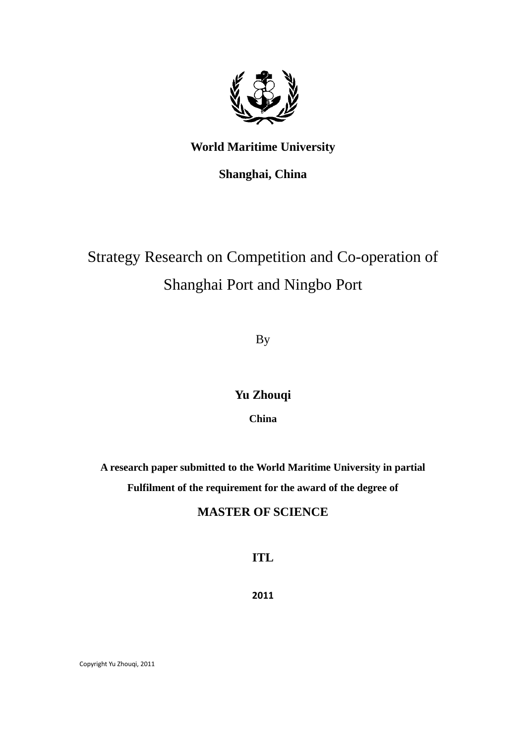**World Maritime University**

**Shanghai, China**

# Strategy Research on Competition and Co-operation of Shanghai Port and Ningbo Port

By

**Yu Zhouqi**

**China**

**A research paper submitted to the World Maritime University in partial Fulfilment of the requirement for the award of the degree of**

**MASTER OF SCIENCE**

**ITL**

**2011**

Copyright Yu Zhouqi, 2011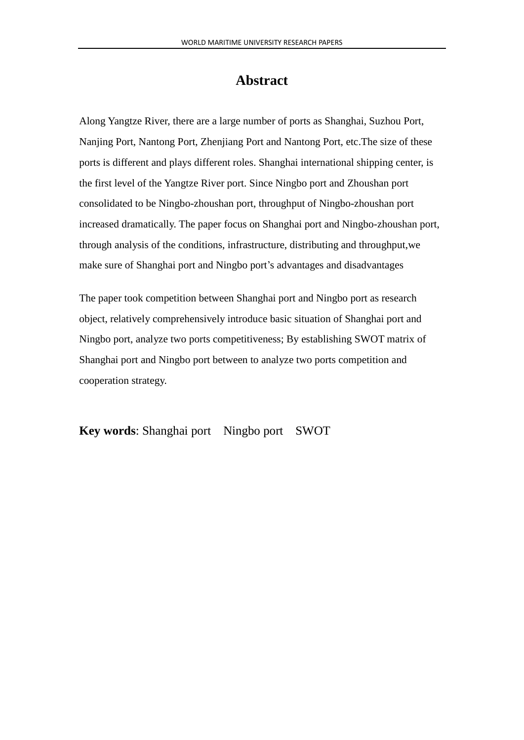# Abstract

Along Yangtze River, there are a large number of ports as Shanghai, Suzhou Port, Nanjing Port, Nantong Port, Zhenjiang Port and Nantong Port, etc.The size of these ports is different and plays different roles. Shanghai international shipping center, is the first level of the Yangtze River port. Since Ningbo port and Zhoushan port consolidated to be Ningbo-zhoushan port, throughput of Ningbo-zhoushan port increased dramatically. The paper focus on Shanghai port and Ningbo-zhoushan port, through analysis of the conditions, infrastructure, distributing and throughput,we make sure of Shanghai port and Ningbo port's advantages and disadvantages

The paper took competition between Shanghai port and Ningbo port as research object, relatively comprehensively introduce basic situation of Shanghai port and Ningbo port, analyze two ports competitiveness; By establishing SWOT matrix of Shanghai port and Ningbo port between to analyze two ports competition and cooperation strategy.

**Key words**: Shanghai port    Ningbo port    SWOT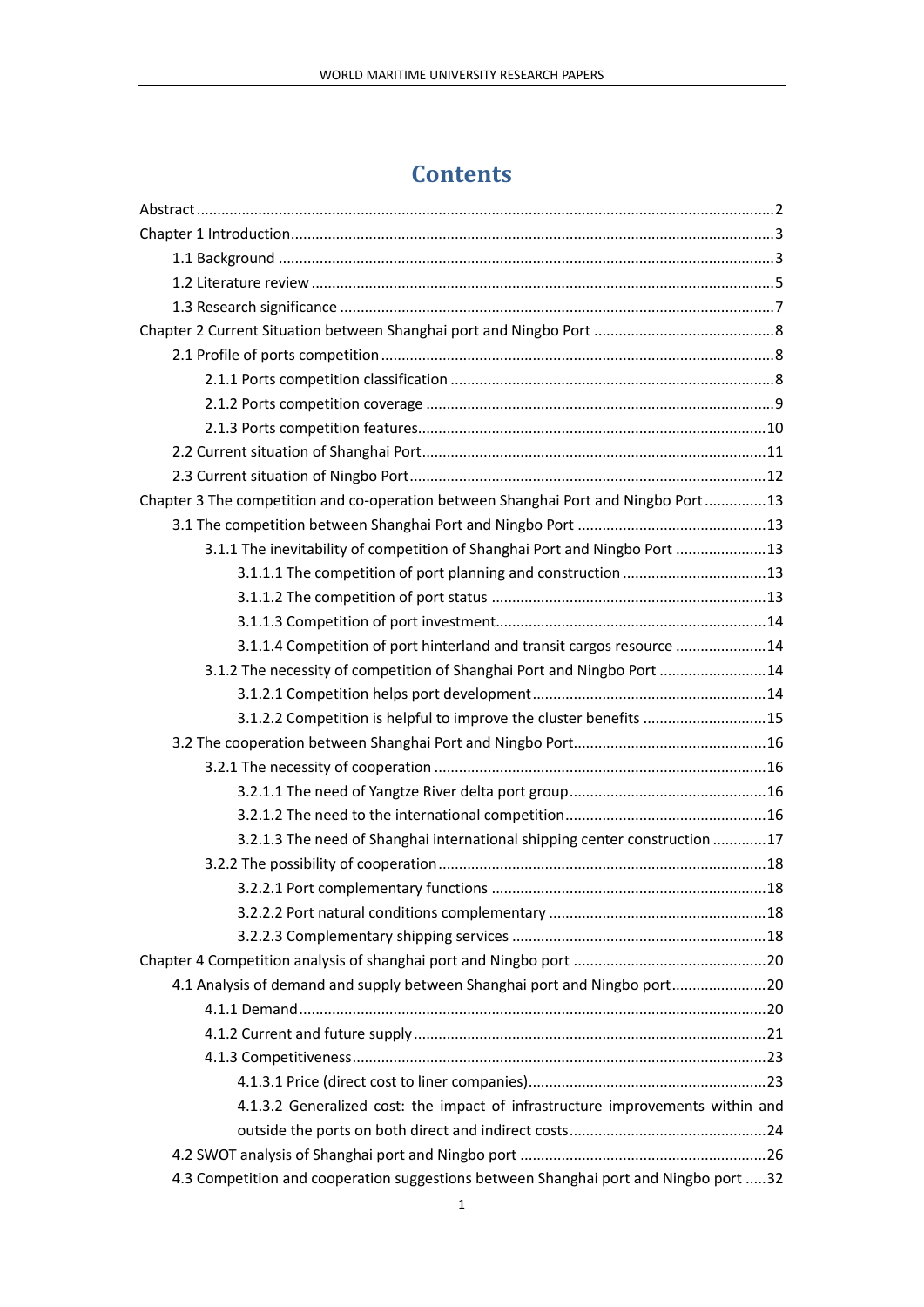# Contents

Abstract ....................................................................................................................................2

Chapter 1 Introduction.....................................................................................................................3

- 1.1 Background ..........................................................................................................................3
- 1.2 Literature review ..................................................................................................................5
- 1.3 Research significance ..........................................................................................................7

Chapter 2 Current Situation between Shanghai port and Ningbo Port ............................................8

- 2.1 Profile of ports competition ..................................................................................................8
  - 2.1.1 Ports competition classification ....................................................................................8
  - 2.1.2 Ports competition coverage ..........................................................................................9
  - 2.1.3 Ports competition features............................................................................................10
- 2.2 Current situation of Shanghai Port.......................................................................................11
- 2.3 Current situation of Ningbo Port..........................................................................................12

Chapter 3 The competition and co-operation between Shanghai Port and Ningbo Port ...............13

- 3.1 The competition between Shanghai Port and Ningbo Port ..................................................13
  - 3.1.1 The inevitability of competition of Shanghai Port and Ningbo Port ...........................13
    - 3.1.1.1 The competition of port planning and construction ...............................................13
    - 3.1.1.2 The competition of port status ...............................................................................13
    - 3.1.1.3 Competition of port investment..............................................................................14
    - 3.1.1.4 Competition of port hinterland and transit cargos resource ....................................14
  - 3.1.2 The necessity of competition of Shanghai Port and Ningbo Port ................................14
    - 3.1.2.1 Competition helps port development.....................................................................14
    - 3.1.2.2 Competition is helpful to improve the cluster benefits ..........................................15
- 3.2 The cooperation between Shanghai Port and Ningbo Port...................................................16
  - 3.2.1 The necessity of cooperation .......................................................................................16
    - 3.2.1.1 The need of Yangtze River delta port group...........................................................16
    - 3.2.1.2 The need to the international competition..............................................................16
    - 3.2.1.3 The need of Shanghai international shipping center construction .........................17
  - 3.2.2 The possibility of cooperation......................................................................................18
    - 3.2.2.1 Port complementary functions ...............................................................................18
    - 3.2.2.2 Port natural conditions complementary .................................................................18
    - 3.2.2.3 Complementary shipping services .........................................................................18

Chapter 4 Competition analysis of shanghai port and Ningbo port ...............................................20

- 4.1 Analysis of demand and supply between Shanghai port and Ningbo port.........................20
  - 4.1.1 Demand.......................................................................................................................20
  - 4.1.2 Current and future supply............................................................................................21
  - 4.1.3 Competitiveness...........................................................................................................23
    - 4.1.3.1 Price (direct cost to liner companies)......................................................................23
    - 4.1.3.2 Generalized cost: the impact of infrastructure improvements within and outside the ports on both direct and indirect costs..........................................................24
- 4.2 SWOT analysis of Shanghai port and Ningbo port ............................................................26
- 4.3 Competition and cooperation suggestions between Shanghai port and Ningbo port .....32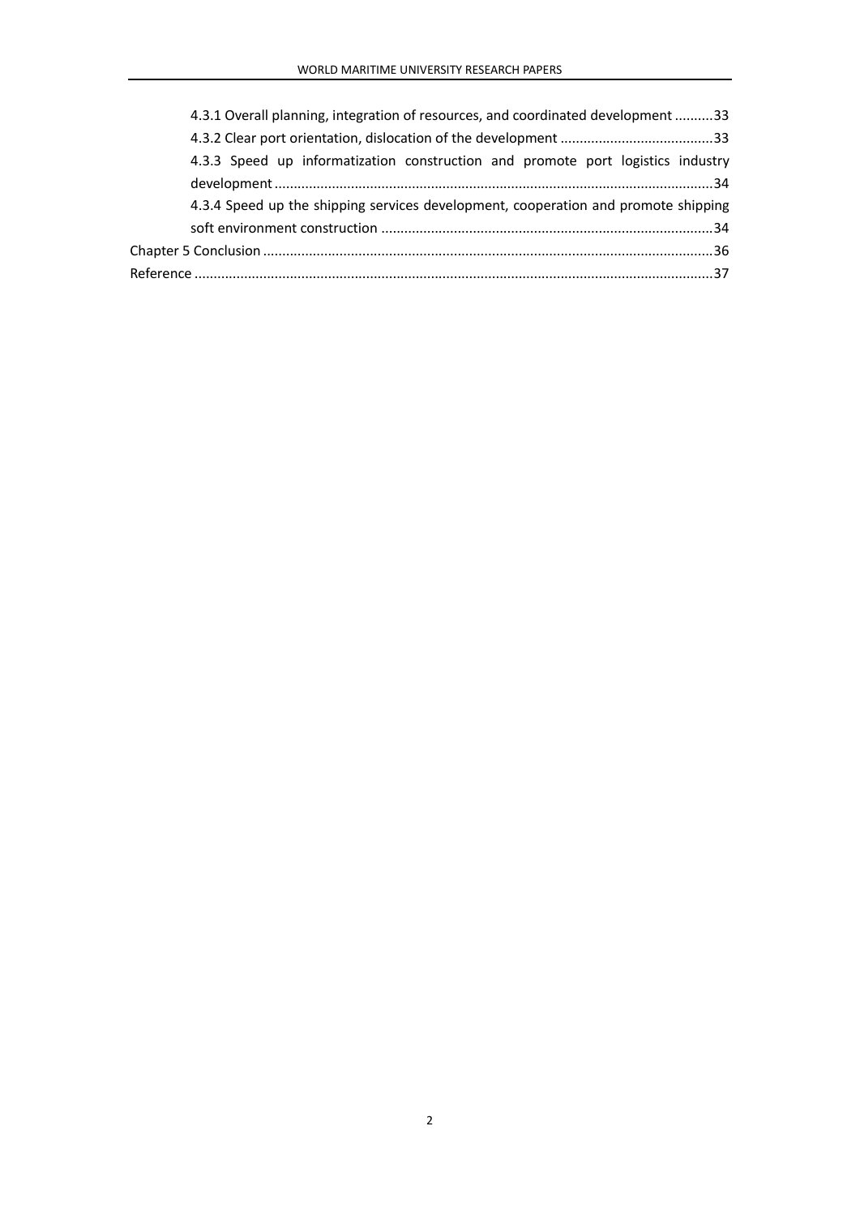4.3.1 Overall planning, integration of resources, and coordinated development ..........33

4.3.2 Clear port orientation, dislocation of the development ........................................33

4.3.3 Speed up informatization construction and promote port logistics industry development ..................................................................................................................34

4.3.4 Speed up the shipping services development, cooperation and promote shipping soft environment construction .......................................................................................34

Chapter 5 Conclusion ......................................................................................................................36

Reference ........................................................................................................................................37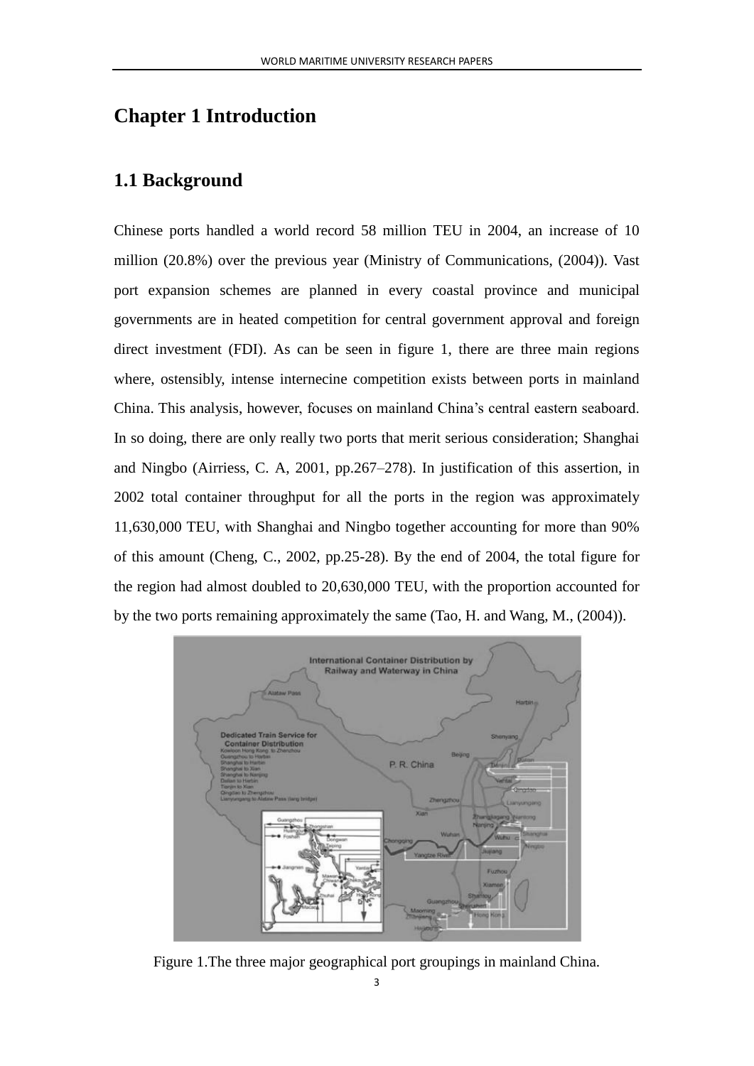# Chapter 1 Introduction

## 1.1 Background

Chinese ports handled a world record 58 million TEU in 2004, an increase of 10 million (20.8%) over the previous year (Ministry of Communications, (2004)). Vast port expansion schemes are planned in every coastal province and municipal governments are in heated competition for central government approval and foreign direct investment (FDI). As can be seen in figure 1, there are three main regions where, ostensibly, intense internecine competition exists between ports in mainland China. This analysis, however, focuses on mainland China's central eastern seaboard. In so doing, there are only really two ports that merit serious consideration; Shanghai and Ningbo (Airriess, C. A, 2001, pp.267–278). In justification of this assertion, in 2002 total container throughput for all the ports in the region was approximately 11,630,000 TEU, with Shanghai and Ningbo together accounting for more than 90% of this amount (Cheng, C., 2002, pp.25-28). By the end of 2004, the total figure for the region had almost doubled to 20,630,000 TEU, with the proportion accounted for by the two ports remaining approximately the same (Tao, H. and Wang, M., (2004)).

Figure 1.The three major geographical port groupings in mainland China.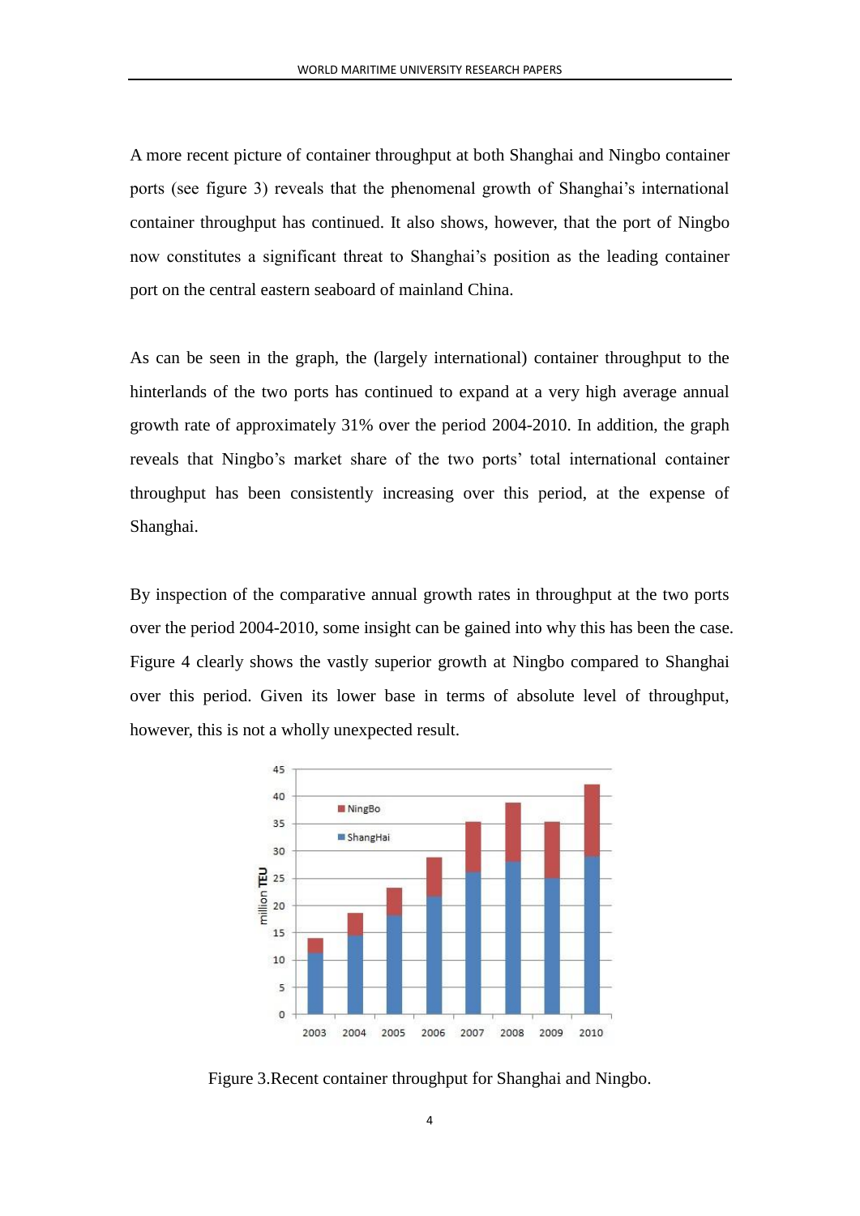A more recent picture of container throughput at both Shanghai and Ningbo container ports (see figure 3) reveals that the phenomenal growth of Shanghai's international container throughput has continued. It also shows, however, that the port of Ningbo now constitutes a significant threat to Shanghai's position as the leading container port on the central eastern seaboard of mainland China.

As can be seen in the graph, the (largely international) container throughput to the hinterlands of the two ports has continued to expand at a very high average annual growth rate of approximately 31% over the period 2004-2010. In addition, the graph reveals that Ningbo's market share of the two ports' total international container throughput has been consistently increasing over this period, at the expense of Shanghai.

By inspection of the comparative annual growth rates in throughput at the two ports over the period 2004-2010, some insight can be gained into why this has been the case. Figure 4 clearly shows the vastly superior growth at Ningbo compared to Shanghai over this period. Given its lower base in terms of absolute level of throughput, however, this is not a wholly unexpected result.

Figure 3.Recent container throughput for Shanghai and Ningbo.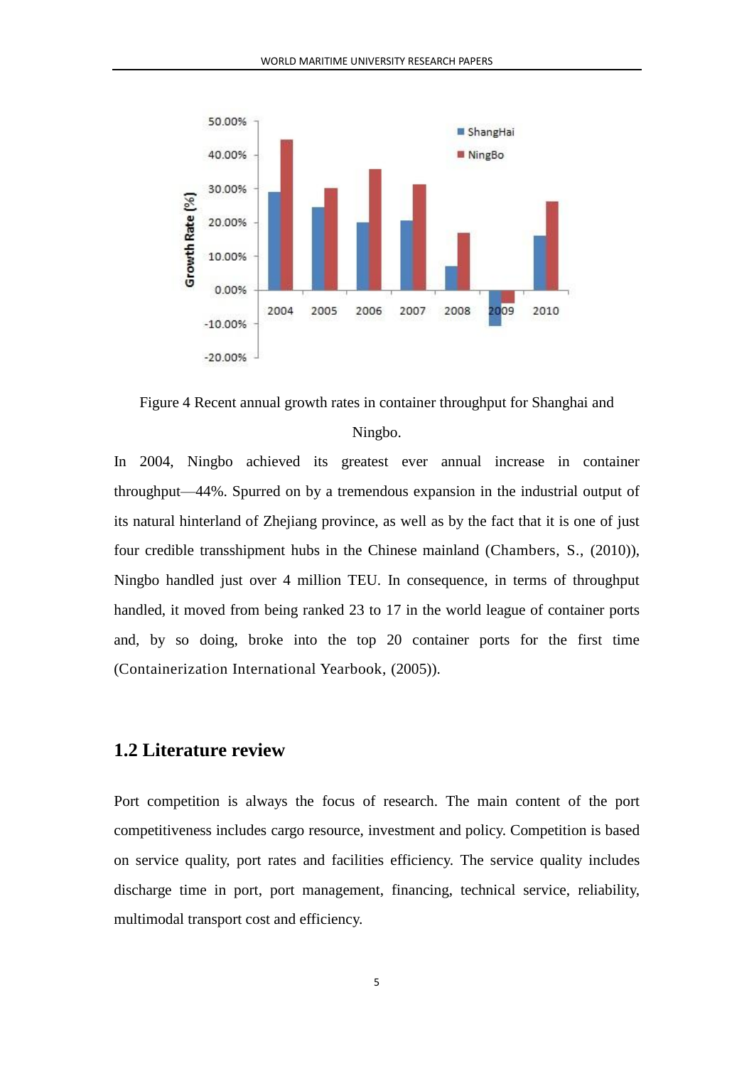Figure 4 Recent annual growth rates in container throughput for Shanghai and Ningbo.

In 2004, Ningbo achieved its greatest ever annual increase in container throughput—44%. Spurred on by a tremendous expansion in the industrial output of its natural hinterland of Zhejiang province, as well as by the fact that it is one of just four credible transshipment hubs in the Chinese mainland (Chambers, S., (2010)), Ningbo handled just over 4 million TEU. In consequence, in terms of throughput handled, it moved from being ranked 23 to 17 in the world league of container ports and, by so doing, broke into the top 20 container ports for the first time (Containerization International Yearbook, (2005)).

## 1.2 Literature review

Port competition is always the focus of research. The main content of the port competitiveness includes cargo resource, investment and policy. Competition is based on service quality, port rates and facilities efficiency. The service quality includes discharge time in port, port management, financing, technical service, reliability, multimodal transport cost and efficiency.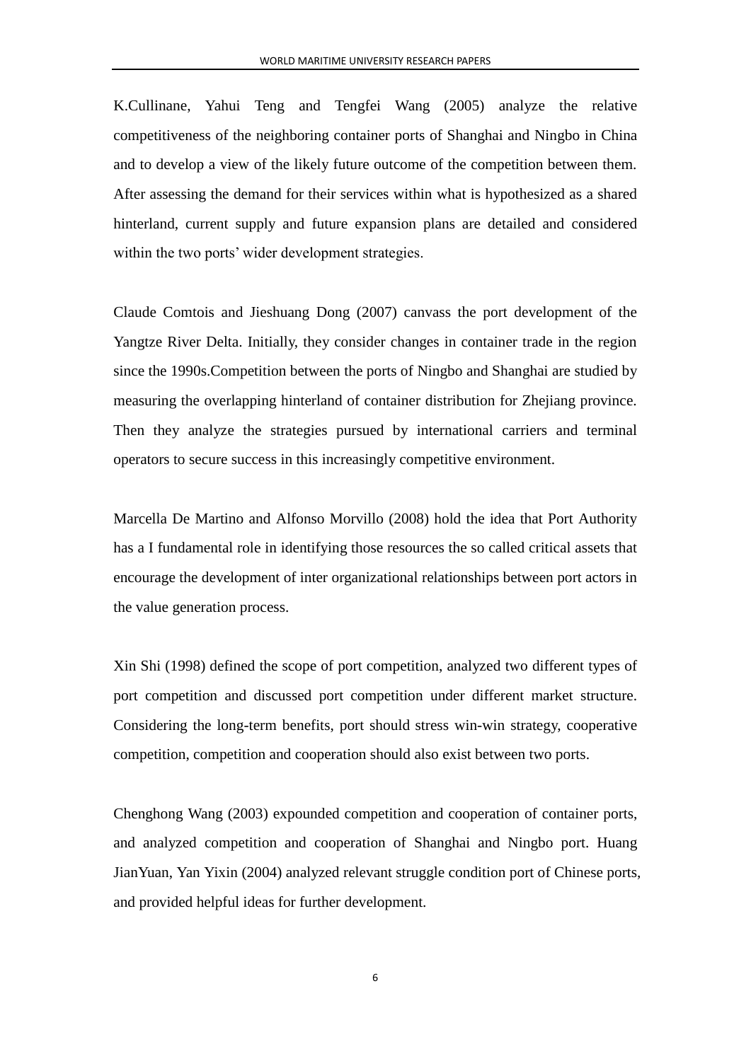K.Cullinane, Yahui Teng and Tengfei Wang (2005) analyze the relative competitiveness of the neighboring container ports of Shanghai and Ningbo in China and to develop a view of the likely future outcome of the competition between them. After assessing the demand for their services within what is hypothesized as a shared hinterland, current supply and future expansion plans are detailed and considered within the two ports' wider development strategies.

Claude Comtois and Jieshuang Dong (2007) canvass the port development of the Yangtze River Delta. Initially, they consider changes in container trade in the region since the 1990s.Competition between the ports of Ningbo and Shanghai are studied by measuring the overlapping hinterland of container distribution for Zhejiang province. Then they analyze the strategies pursued by international carriers and terminal operators to secure success in this increasingly competitive environment.

Marcella De Martino and Alfonso Morvillo (2008) hold the idea that Port Authority has a I fundamental role in identifying those resources the so called critical assets that encourage the development of inter organizational relationships between port actors in the value generation process.

Xin Shi (1998) defined the scope of port competition, analyzed two different types of port competition and discussed port competition under different market structure. Considering the long-term benefits, port should stress win-win strategy, cooperative competition, competition and cooperation should also exist between two ports.

Chenghong Wang (2003) expounded competition and cooperation of container ports, and analyzed competition and cooperation of Shanghai and Ningbo port. Huang JianYuan, Yan Yixin (2004) analyzed relevant struggle condition port of Chinese ports, and provided helpful ideas for further development.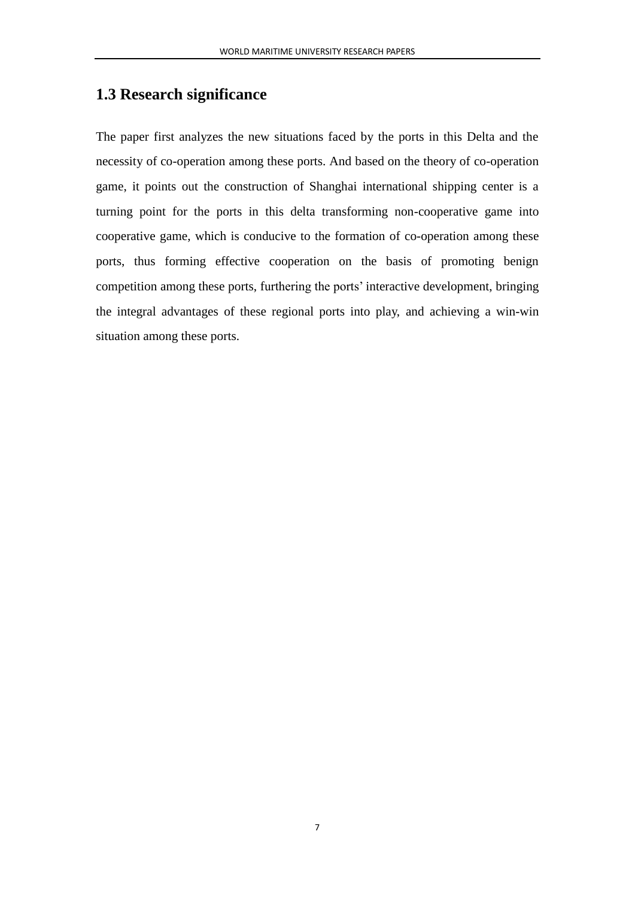## 1.3 Research significance

The paper first analyzes the new situations faced by the ports in this Delta and the necessity of co-operation among these ports. And based on the theory of co-operation game, it points out the construction of Shanghai international shipping center is a turning point for the ports in this delta transforming non-cooperative game into cooperative game, which is conducive to the formation of co-operation among these ports, thus forming effective cooperation on the basis of promoting benign competition among these ports, furthering the ports' interactive development, bringing the integral advantages of these regional ports into play, and achieving a win-win situation among these ports.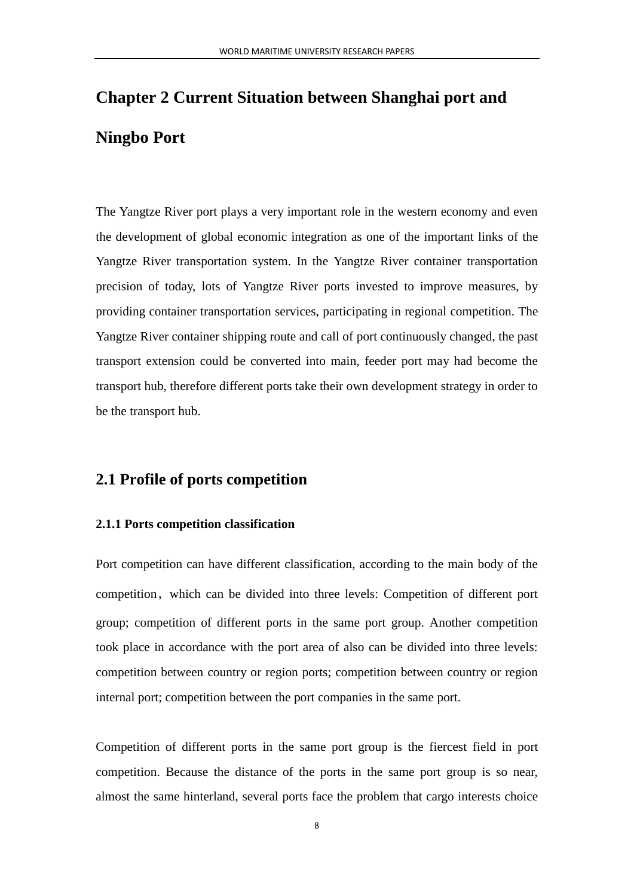# Chapter 2 Current Situation between Shanghai port and Ningbo Port

The Yangtze River port plays a very important role in the western economy and even the development of global economic integration as one of the important links of the Yangtze River transportation system. In the Yangtze River container transportation precision of today, lots of Yangtze River ports invested to improve measures, by providing container transportation services, participating in regional competition. The Yangtze River container shipping route and call of port continuously changed, the past transport extension could be converted into main, feeder port may had become the transport hub, therefore different ports take their own development strategy in order to be the transport hub.

## 2.1 Profile of ports competition

### 2.1.1 Ports competition classification

Port competition can have different classification, according to the main body of the competition，which can be divided into three levels: Competition of different port group; competition of different ports in the same port group. Another competition took place in accordance with the port area of also can be divided into three levels: competition between country or region ports; competition between country or region internal port; competition between the port companies in the same port.

Competition of different ports in the same port group is the fiercest field in port competition. Because the distance of the ports in the same port group is so near, almost the same hinterland, several ports face the problem that cargo interests choice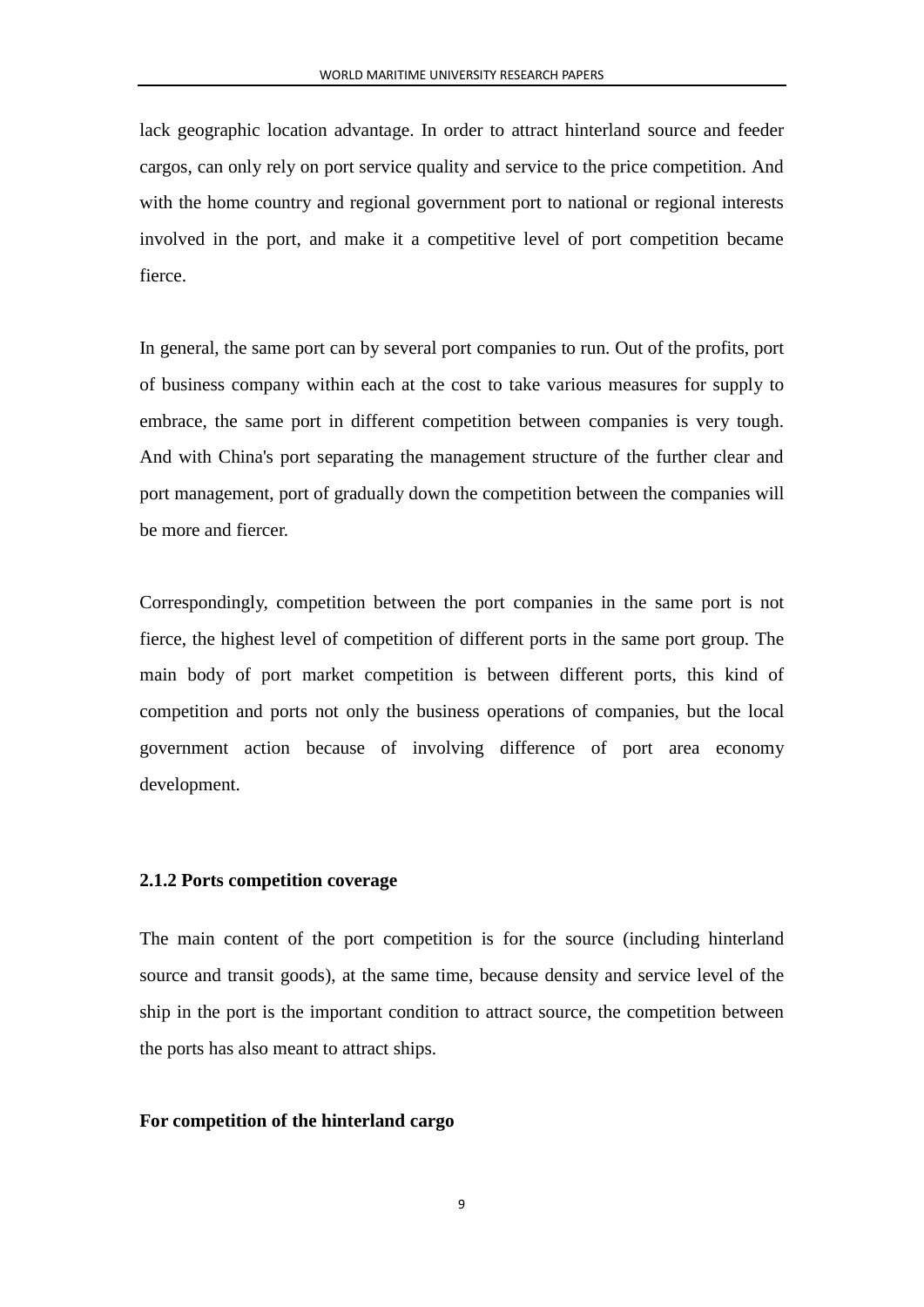lack geographic location advantage. In order to attract hinterland source and feeder cargos, can only rely on port service quality and service to the price competition. And with the home country and regional government port to national or regional interests involved in the port, and make it a competitive level of port competition became fierce.

In general, the same port can by several port companies to run. Out of the profits, port of business company within each at the cost to take various measures for supply to embrace, the same port in different competition between companies is very tough. And with China's port separating the management structure of the further clear and port management, port of gradually down the competition between the companies will be more and fiercer.

Correspondingly, competition between the port companies in the same port is not fierce, the highest level of competition of different ports in the same port group. The main body of port market competition is between different ports, this kind of competition and ports not only the business operations of companies, but the local government action because of involving difference of port area economy development.

### 2.1.2 Ports competition coverage

The main content of the port competition is for the source (including hinterland source and transit goods), at the same time, because density and service level of the ship in the port is the important condition to attract source, the competition between the ports has also meant to attract ships.

**For competition of the hinterland cargo**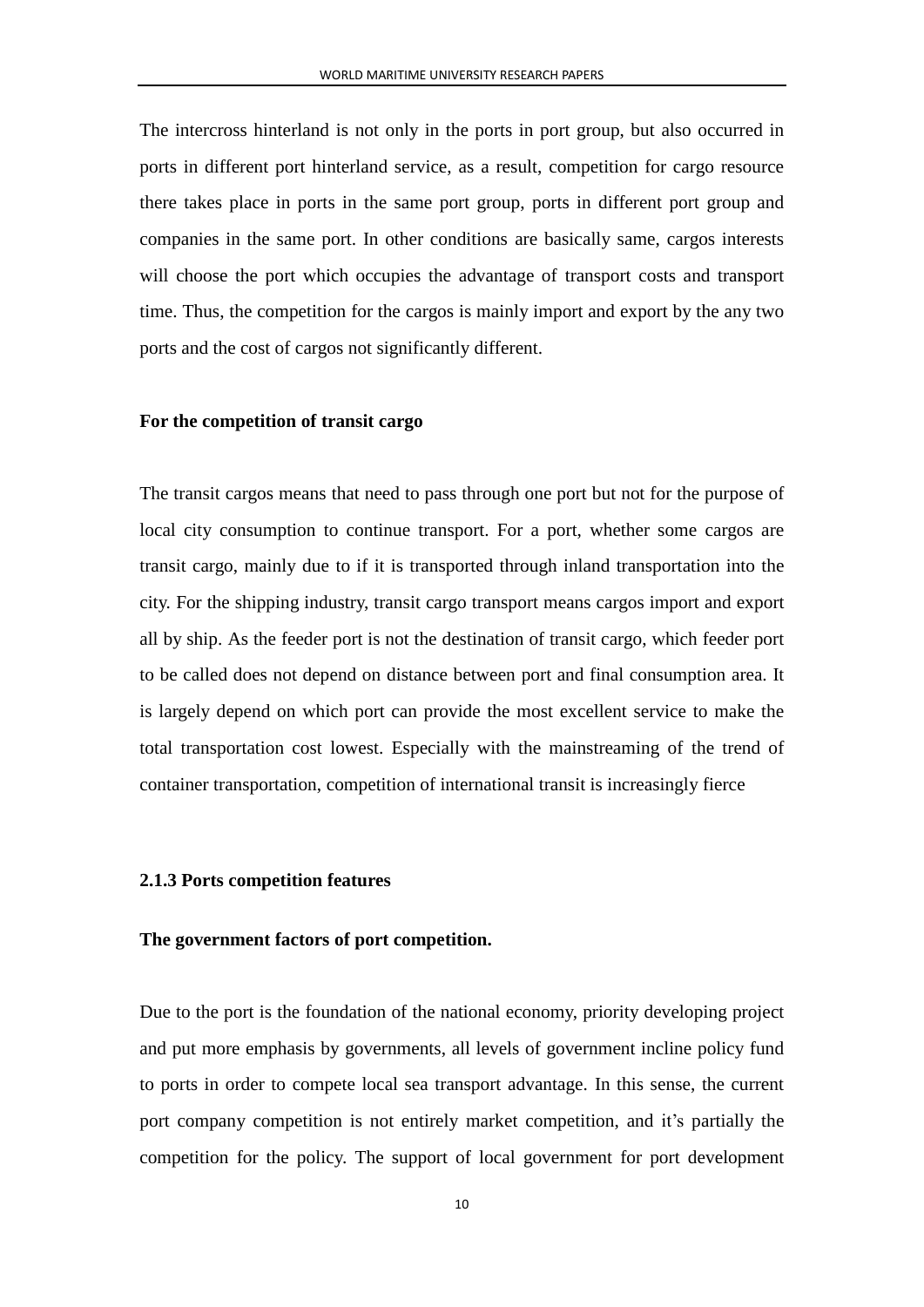The intercross hinterland is not only in the ports in port group, but also occurred in ports in different port hinterland service, as a result, competition for cargo resource there takes place in ports in the same port group, ports in different port group and companies in the same port. In other conditions are basically same, cargos interests will choose the port which occupies the advantage of transport costs and transport time. Thus, the competition for the cargos is mainly import and export by the any two ports and the cost of cargos not significantly different.

**For the competition of transit cargo**

The transit cargos means that need to pass through one port but not for the purpose of local city consumption to continue transport. For a port, whether some cargos are transit cargo, mainly due to if it is transported through inland transportation into the city. For the shipping industry, transit cargo transport means cargos import and export all by ship. As the feeder port is not the destination of transit cargo, which feeder port to be called does not depend on distance between port and final consumption area. It is largely depend on which port can provide the most excellent service to make the total transportation cost lowest. Especially with the mainstreaming of the trend of container transportation, competition of international transit is increasingly fierce

### 2.1.3 Ports competition features

**The government factors of port competition.**

Due to the port is the foundation of the national economy, priority developing project and put more emphasis by governments, all levels of government incline policy fund to ports in order to compete local sea transport advantage. In this sense, the current port company competition is not entirely market competition, and it's partially the competition for the policy. The support of local government for port development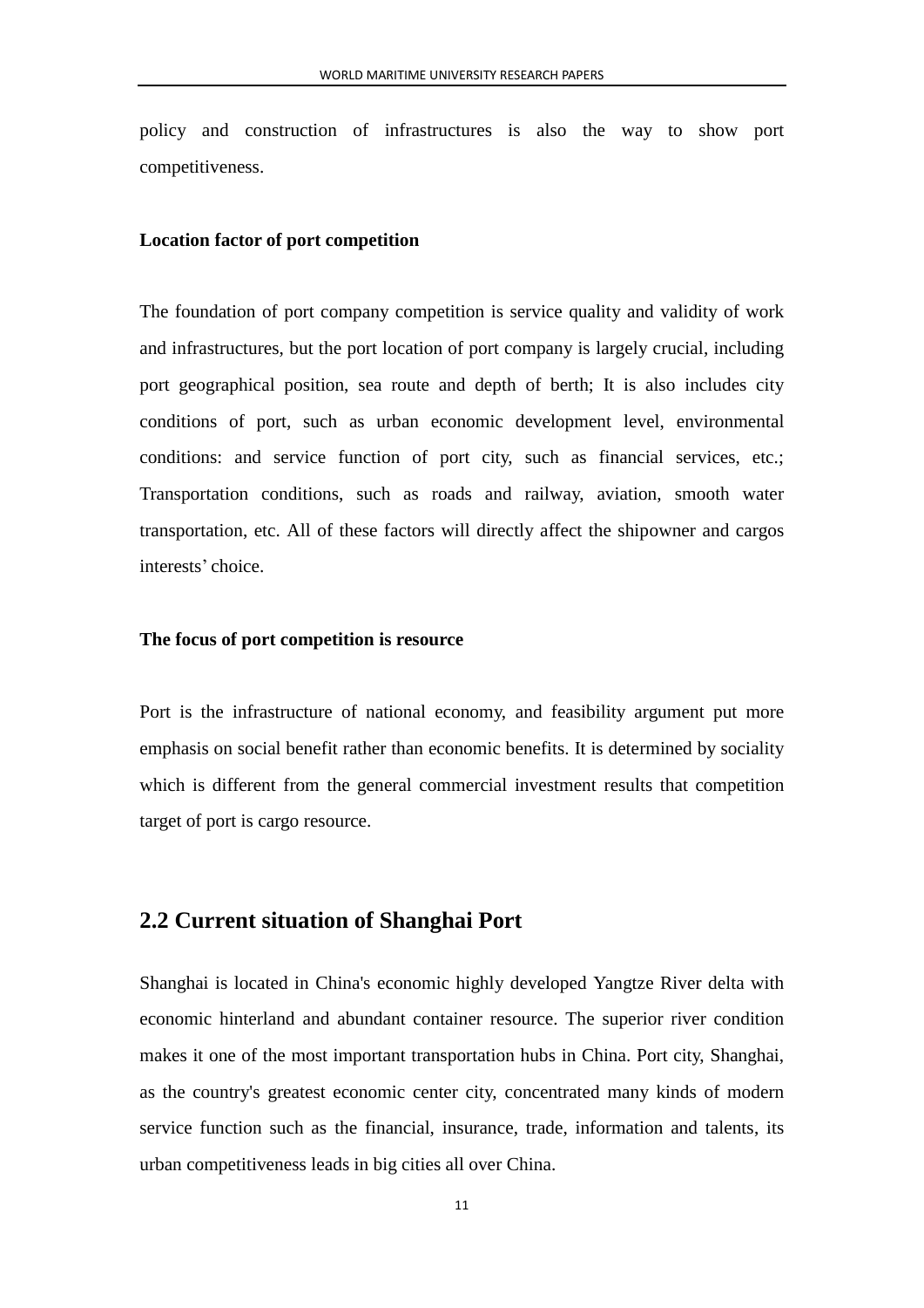policy and construction of infrastructures is also the way to show port competitiveness.

**Location factor of port competition**

The foundation of port company competition is service quality and validity of work and infrastructures, but the port location of port company is largely crucial, including port geographical position, sea route and depth of berth; It is also includes city conditions of port, such as urban economic development level, environmental conditions: and service function of port city, such as financial services, etc.; Transportation conditions, such as roads and railway, aviation, smooth water transportation, etc. All of these factors will directly affect the shipowner and cargos interests' choice.

**The focus of port competition is resource**

Port is the infrastructure of national economy, and feasibility argument put more emphasis on social benefit rather than economic benefits. It is determined by sociality which is different from the general commercial investment results that competition target of port is cargo resource.

## 2.2 Current situation of Shanghai Port

Shanghai is located in China's economic highly developed Yangtze River delta with economic hinterland and abundant container resource. The superior river condition makes it one of the most important transportation hubs in China. Port city, Shanghai, as the country's greatest economic center city, concentrated many kinds of modern service function such as the financial, insurance, trade, information and talents, its urban competitiveness leads in big cities all over China.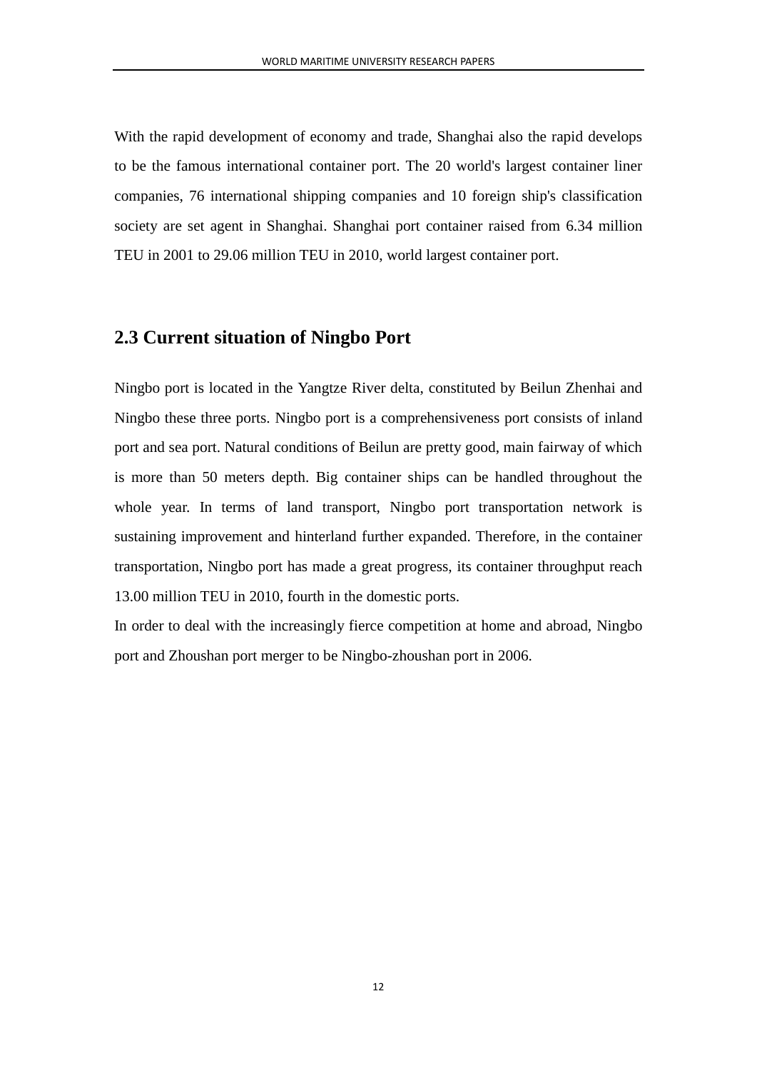With the rapid development of economy and trade, Shanghai also the rapid develops to be the famous international container port. The 20 world's largest container liner companies, 76 international shipping companies and 10 foreign ship's classification society are set agent in Shanghai. Shanghai port container raised from 6.34 million TEU in 2001 to 29.06 million TEU in 2010, world largest container port.

## 2.3 Current situation of Ningbo Port

Ningbo port is located in the Yangtze River delta, constituted by Beilun Zhenhai and Ningbo these three ports. Ningbo port is a comprehensiveness port consists of inland port and sea port. Natural conditions of Beilun are pretty good, main fairway of which is more than 50 meters depth. Big container ships can be handled throughout the whole year. In terms of land transport, Ningbo port transportation network is sustaining improvement and hinterland further expanded. Therefore, in the container transportation, Ningbo port has made a great progress, its container throughput reach 13.00 million TEU in 2010, fourth in the domestic ports.

In order to deal with the increasingly fierce competition at home and abroad, Ningbo port and Zhoushan port merger to be Ningbo-zhoushan port in 2006.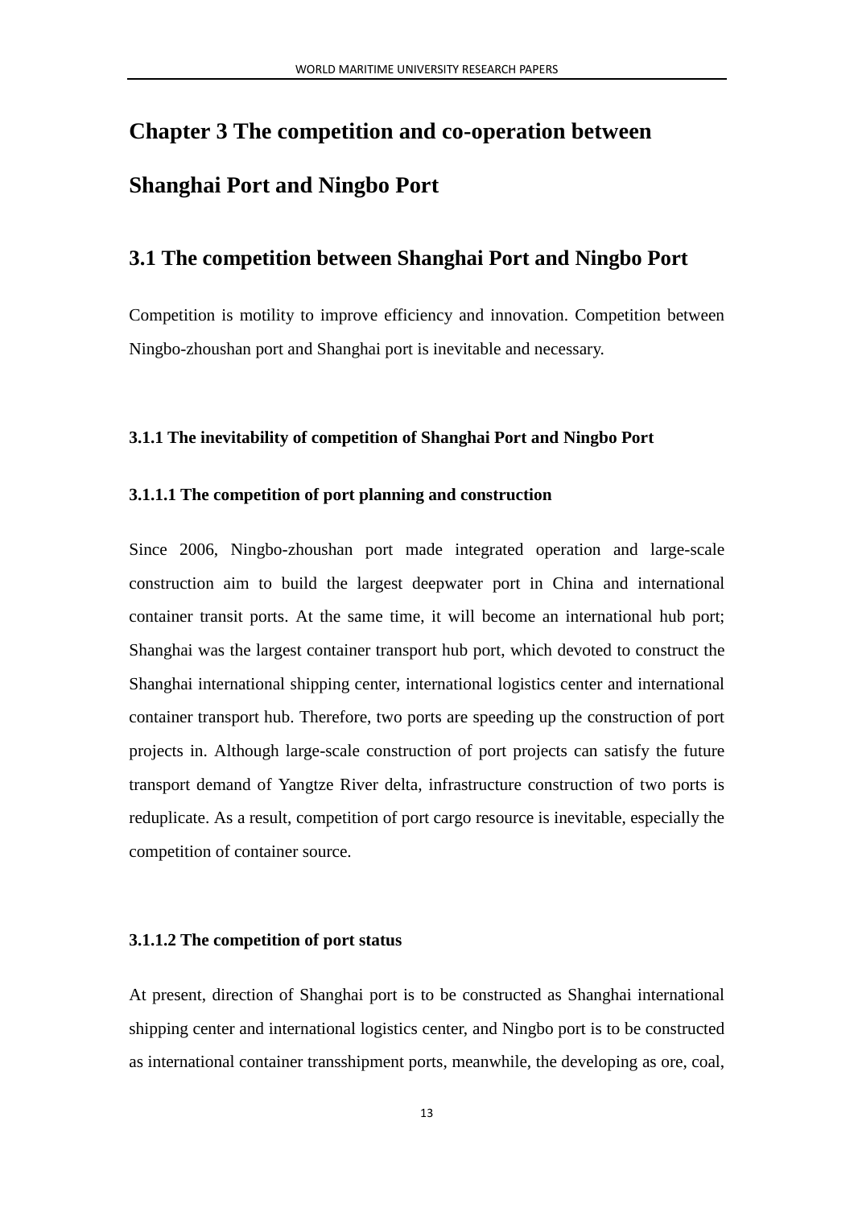# Chapter 3 The competition and co-operation between Shanghai Port and Ningbo Port

## 3.1 The competition between Shanghai Port and Ningbo Port

Competition is motility to improve efficiency and innovation. Competition between Ningbo-zhoushan port and Shanghai port is inevitable and necessary.

### 3.1.1 The inevitability of competition of Shanghai Port and Ningbo Port

#### 3.1.1.1 The competition of port planning and construction

Since 2006, Ningbo-zhoushan port made integrated operation and large-scale construction aim to build the largest deepwater port in China and international container transit ports. At the same time, it will become an international hub port; Shanghai was the largest container transport hub port, which devoted to construct the Shanghai international shipping center, international logistics center and international container transport hub. Therefore, two ports are speeding up the construction of port projects in. Although large-scale construction of port projects can satisfy the future transport demand of Yangtze River delta, infrastructure construction of two ports is reduplicate. As a result, competition of port cargo resource is inevitable, especially the competition of container source.

#### 3.1.1.2 The competition of port status

At present, direction of Shanghai port is to be constructed as Shanghai international shipping center and international logistics center, and Ningbo port is to be constructed as international container transshipment ports, meanwhile, the developing as ore, coal,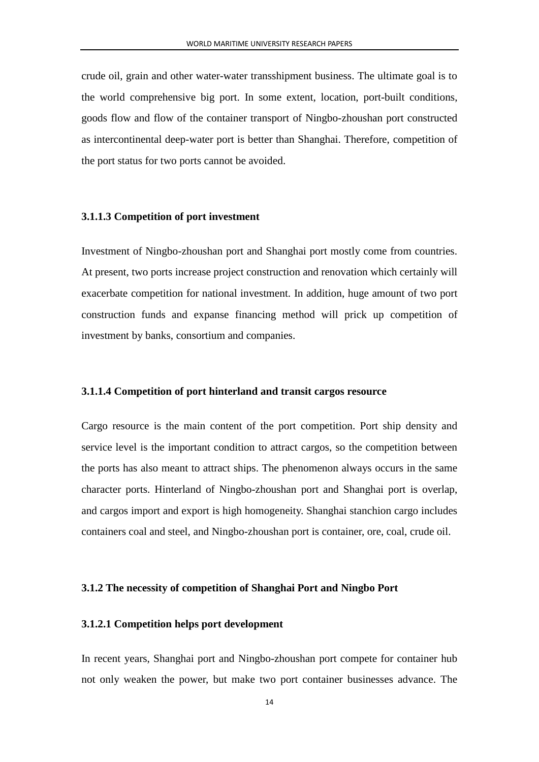crude oil, grain and other water-water transshipment business. The ultimate goal is to the world comprehensive big port. In some extent, location, port-built conditions, goods flow and flow of the container transport of Ningbo-zhoushan port constructed as intercontinental deep-water port is better than Shanghai. Therefore, competition of the port status for two ports cannot be avoided.

#### 3.1.1.3 Competition of port investment

Investment of Ningbo-zhoushan port and Shanghai port mostly come from countries. At present, two ports increase project construction and renovation which certainly will exacerbate competition for national investment. In addition, huge amount of two port construction funds and expanse financing method will prick up competition of investment by banks, consortium and companies.

#### 3.1.1.4 Competition of port hinterland and transit cargos resource

Cargo resource is the main content of the port competition. Port ship density and service level is the important condition to attract cargos, so the competition between the ports has also meant to attract ships. The phenomenon always occurs in the same character ports. Hinterland of Ningbo-zhoushan port and Shanghai port is overlap, and cargos import and export is high homogeneity. Shanghai stanchion cargo includes containers coal and steel, and Ningbo-zhoushan port is container, ore, coal, crude oil.

### 3.1.2 The necessity of competition of Shanghai Port and Ningbo Port

#### 3.1.2.1 Competition helps port development

In recent years, Shanghai port and Ningbo-zhoushan port compete for container hub not only weaken the power, but make two port container businesses advance. The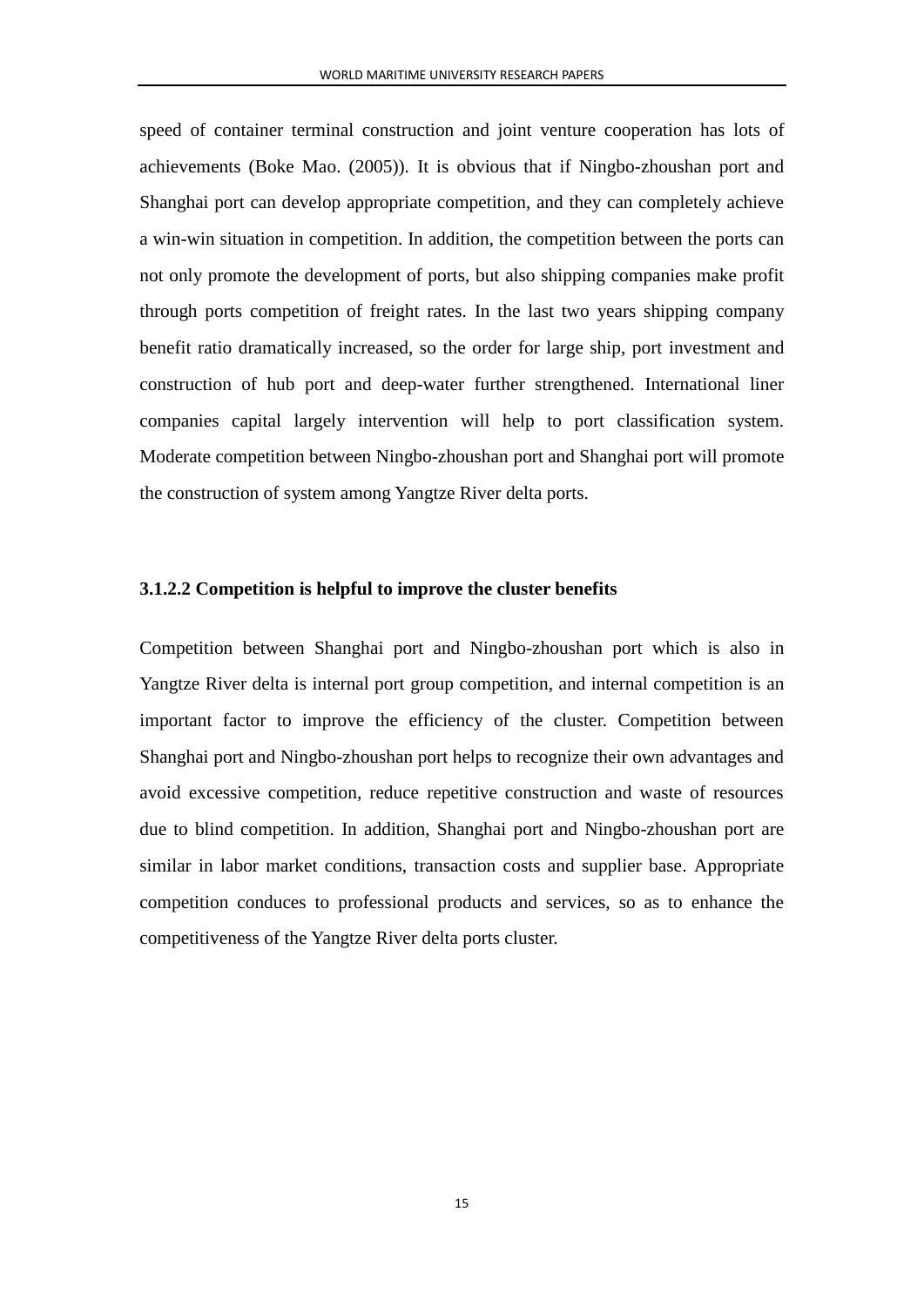speed of container terminal construction and joint venture cooperation has lots of achievements (Boke Mao. (2005)). It is obvious that if Ningbo-zhoushan port and Shanghai port can develop appropriate competition, and they can completely achieve a win-win situation in competition. In addition, the competition between the ports can not only promote the development of ports, but also shipping companies make profit through ports competition of freight rates. In the last two years shipping company benefit ratio dramatically increased, so the order for large ship, port investment and construction of hub port and deep-water further strengthened. International liner companies capital largely intervention will help to port classification system. Moderate competition between Ningbo-zhoushan port and Shanghai port will promote the construction of system among Yangtze River delta ports.

#### 3.1.2.2 Competition is helpful to improve the cluster benefits

Competition between Shanghai port and Ningbo-zhoushan port which is also in Yangtze River delta is internal port group competition, and internal competition is an important factor to improve the efficiency of the cluster. Competition between Shanghai port and Ningbo-zhoushan port helps to recognize their own advantages and avoid excessive competition, reduce repetitive construction and waste of resources due to blind competition. In addition, Shanghai port and Ningbo-zhoushan port are similar in labor market conditions, transaction costs and supplier base. Appropriate competition conduces to professional products and services, so as to enhance the competitiveness of the Yangtze River delta ports cluster.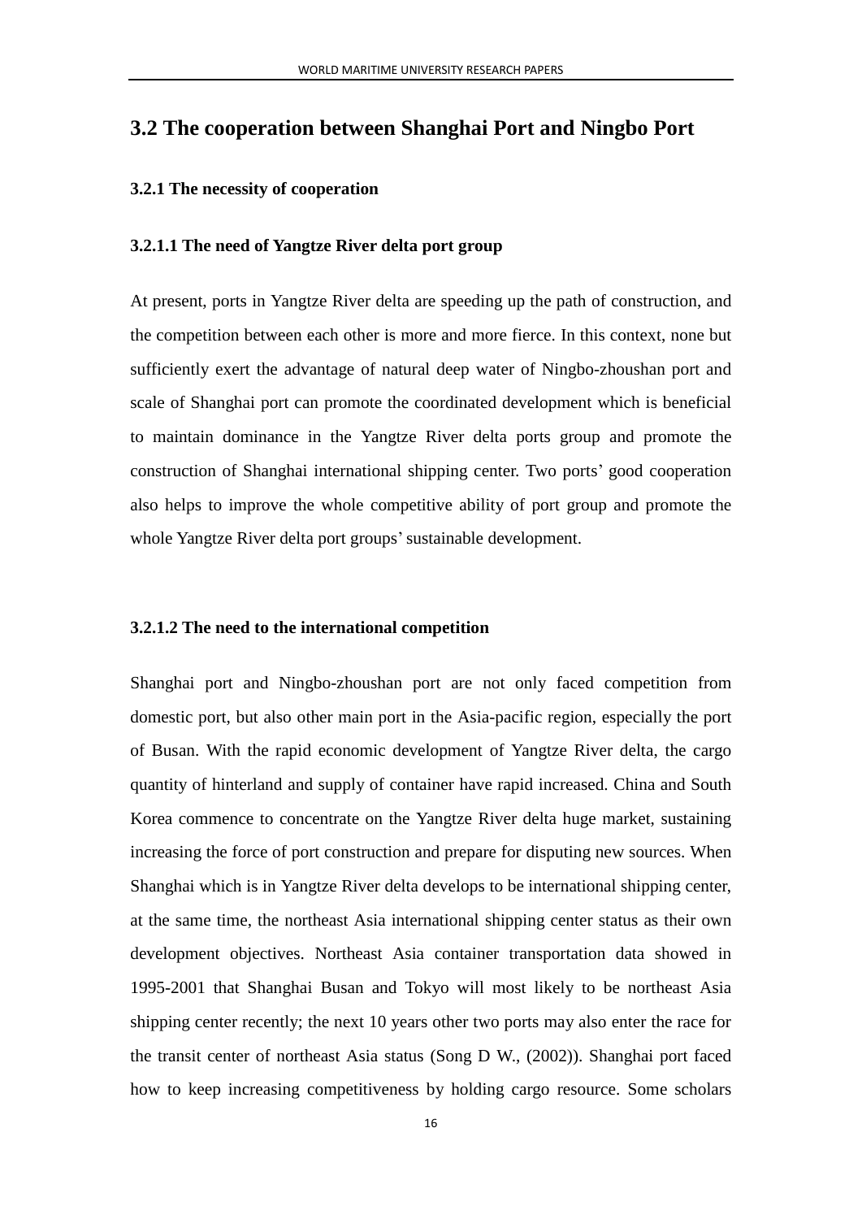## 3.2 The cooperation between Shanghai Port and Ningbo Port

### 3.2.1 The necessity of cooperation

#### 3.2.1.1 The need of Yangtze River delta port group

At present, ports in Yangtze River delta are speeding up the path of construction, and the competition between each other is more and more fierce. In this context, none but sufficiently exert the advantage of natural deep water of Ningbo-zhoushan port and scale of Shanghai port can promote the coordinated development which is beneficial to maintain dominance in the Yangtze River delta ports group and promote the construction of Shanghai international shipping center. Two ports' good cooperation also helps to improve the whole competitive ability of port group and promote the whole Yangtze River delta port groups' sustainable development.

#### 3.2.1.2 The need to the international competition

Shanghai port and Ningbo-zhoushan port are not only faced competition from domestic port, but also other main port in the Asia-pacific region, especially the port of Busan. With the rapid economic development of Yangtze River delta, the cargo quantity of hinterland and supply of container have rapid increased. China and South Korea commence to concentrate on the Yangtze River delta huge market, sustaining increasing the force of port construction and prepare for disputing new sources. When Shanghai which is in Yangtze River delta develops to be international shipping center, at the same time, the northeast Asia international shipping center status as their own development objectives. Northeast Asia container transportation data showed in 1995-2001 that Shanghai Busan and Tokyo will most likely to be northeast Asia shipping center recently; the next 10 years other two ports may also enter the race for the transit center of northeast Asia status (Song D W., (2002)). Shanghai port faced how to keep increasing competitiveness by holding cargo resource. Some scholars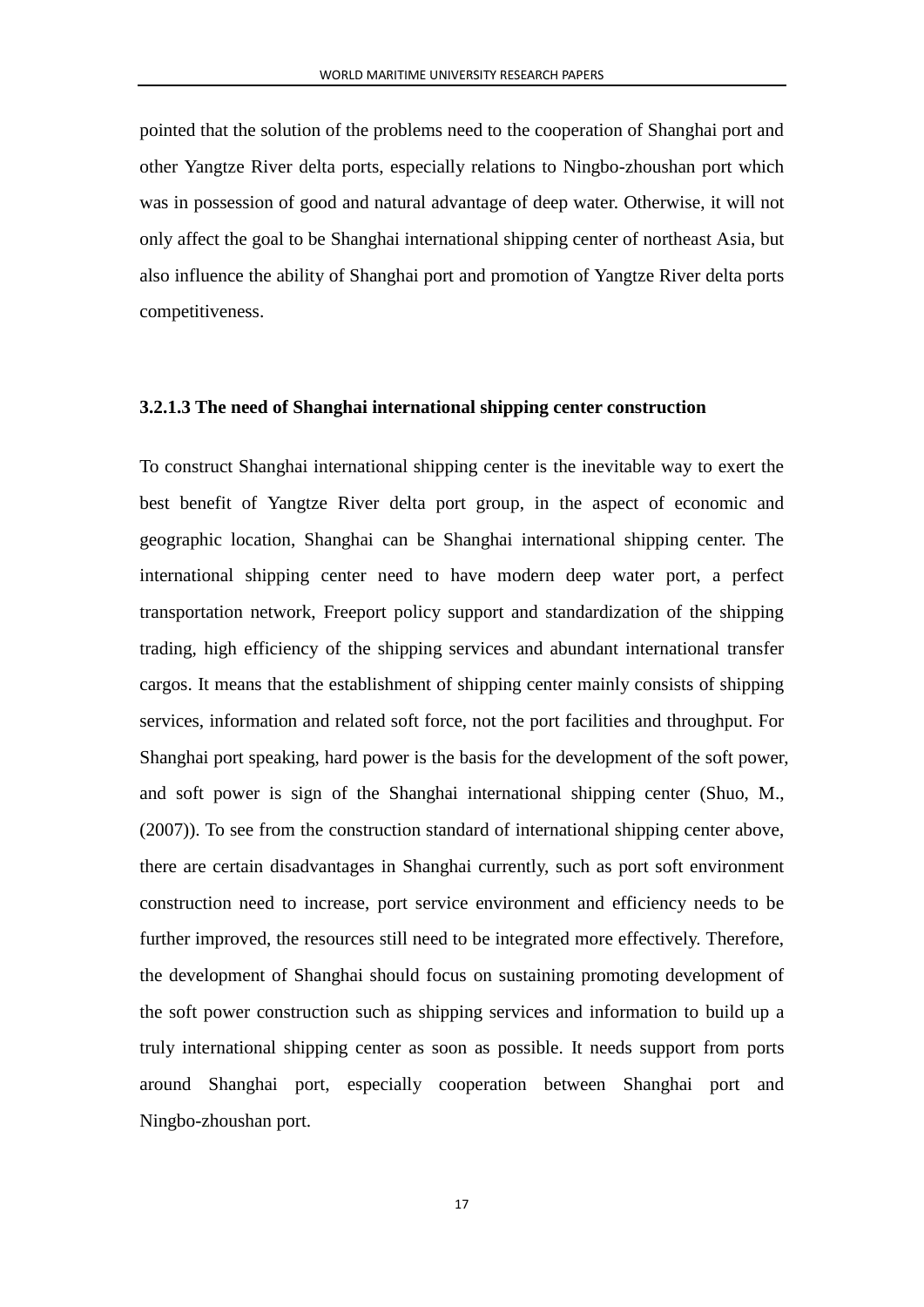pointed that the solution of the problems need to the cooperation of Shanghai port and other Yangtze River delta ports, especially relations to Ningbo-zhoushan port which was in possession of good and natural advantage of deep water. Otherwise, it will not only affect the goal to be Shanghai international shipping center of northeast Asia, but also influence the ability of Shanghai port and promotion of Yangtze River delta ports competitiveness.

#### 3.2.1.3 The need of Shanghai international shipping center construction

To construct Shanghai international shipping center is the inevitable way to exert the best benefit of Yangtze River delta port group, in the aspect of economic and geographic location, Shanghai can be Shanghai international shipping center. The international shipping center need to have modern deep water port, a perfect transportation network, Freeport policy support and standardization of the shipping trading, high efficiency of the shipping services and abundant international transfer cargos. It means that the establishment of shipping center mainly consists of shipping services, information and related soft force, not the port facilities and throughput. For Shanghai port speaking, hard power is the basis for the development of the soft power, and soft power is sign of the Shanghai international shipping center (Shuo, M., (2007)). To see from the construction standard of international shipping center above, there are certain disadvantages in Shanghai currently, such as port soft environment construction need to increase, port service environment and efficiency needs to be further improved, the resources still need to be integrated more effectively. Therefore, the development of Shanghai should focus on sustaining promoting development of the soft power construction such as shipping services and information to build up a truly international shipping center as soon as possible. It needs support from ports around Shanghai port, especially cooperation between Shanghai port and Ningbo-zhoushan port.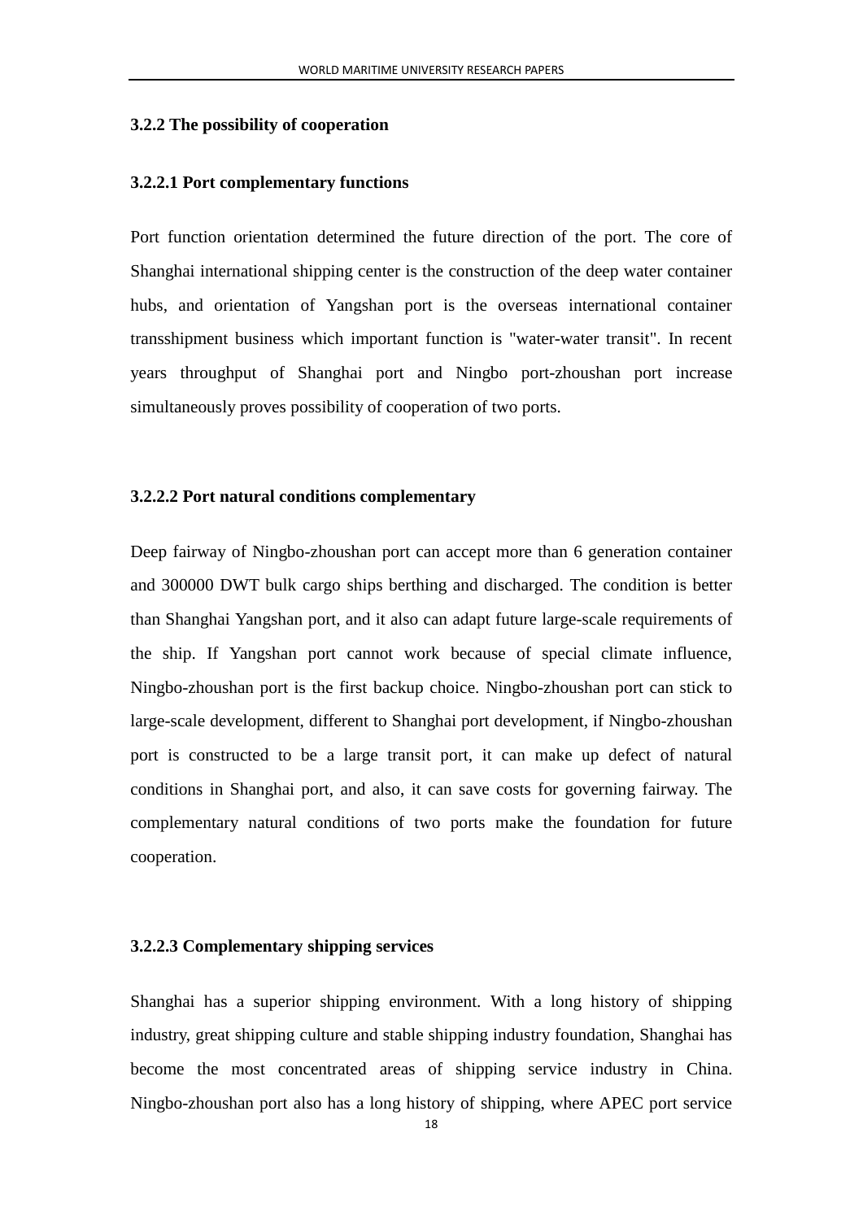### 3.2.2 The possibility of cooperation

#### 3.2.2.1 Port complementary functions

Port function orientation determined the future direction of the port. The core of Shanghai international shipping center is the construction of the deep water container hubs, and orientation of Yangshan port is the overseas international container transshipment business which important function is "water-water transit". In recent years throughput of Shanghai port and Ningbo port-zhoushan port increase simultaneously proves possibility of cooperation of two ports.

#### 3.2.2.2 Port natural conditions complementary

Deep fairway of Ningbo-zhoushan port can accept more than 6 generation container and 300000 DWT bulk cargo ships berthing and discharged. The condition is better than Shanghai Yangshan port, and it also can adapt future large-scale requirements of the ship. If Yangshan port cannot work because of special climate influence, Ningbo-zhoushan port is the first backup choice. Ningbo-zhoushan port can stick to large-scale development, different to Shanghai port development, if Ningbo-zhoushan port is constructed to be a large transit port, it can make up defect of natural conditions in Shanghai port, and also, it can save costs for governing fairway. The complementary natural conditions of two ports make the foundation for future cooperation.

#### 3.2.2.3 Complementary shipping services

Shanghai has a superior shipping environment. With a long history of shipping industry, great shipping culture and stable shipping industry foundation, Shanghai has become the most concentrated areas of shipping service industry in China. Ningbo-zhoushan port also has a long history of shipping, where APEC port service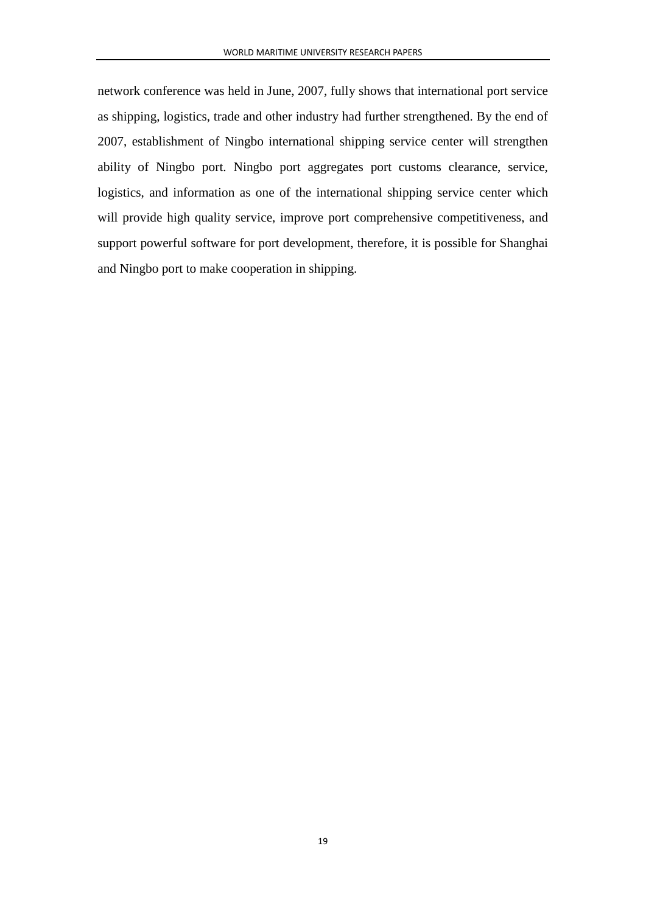network conference was held in June, 2007, fully shows that international port service as shipping, logistics, trade and other industry had further strengthened. By the end of 2007, establishment of Ningbo international shipping service center will strengthen ability of Ningbo port. Ningbo port aggregates port customs clearance, service, logistics, and information as one of the international shipping service center which will provide high quality service, improve port comprehensive competitiveness, and support powerful software for port development, therefore, it is possible for Shanghai and Ningbo port to make cooperation in shipping.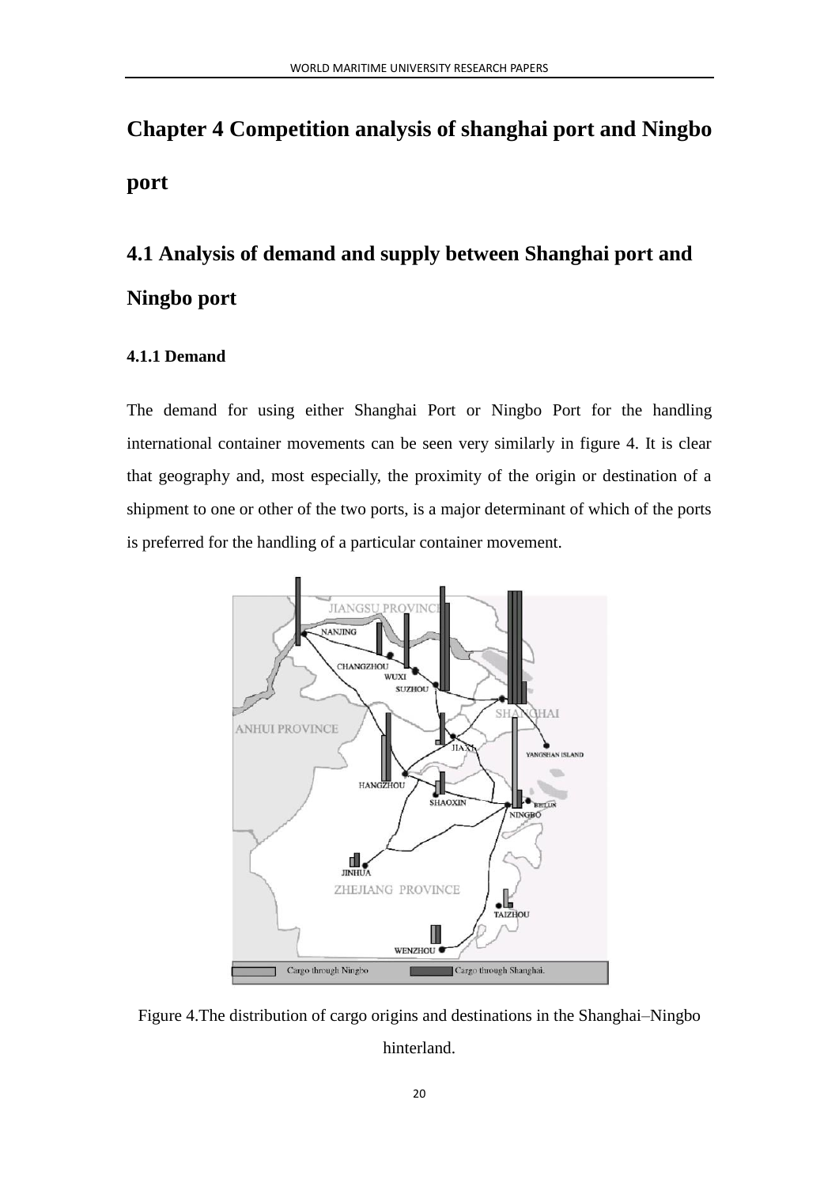# Chapter 4 Competition analysis of shanghai port and Ningbo port

## 4.1 Analysis of demand and supply between Shanghai port and Ningbo port

### 4.1.1 Demand

The demand for using either Shanghai Port or Ningbo Port for the handling international container movements can be seen very similarly in figure 4. It is clear that geography and, most especially, the proximity of the origin or destination of a shipment to one or other of the two ports, is a major determinant of which of the ports is preferred for the handling of a particular container movement.

Figure 4.The distribution of cargo origins and destinations in the Shanghai–Ningbo hinterland.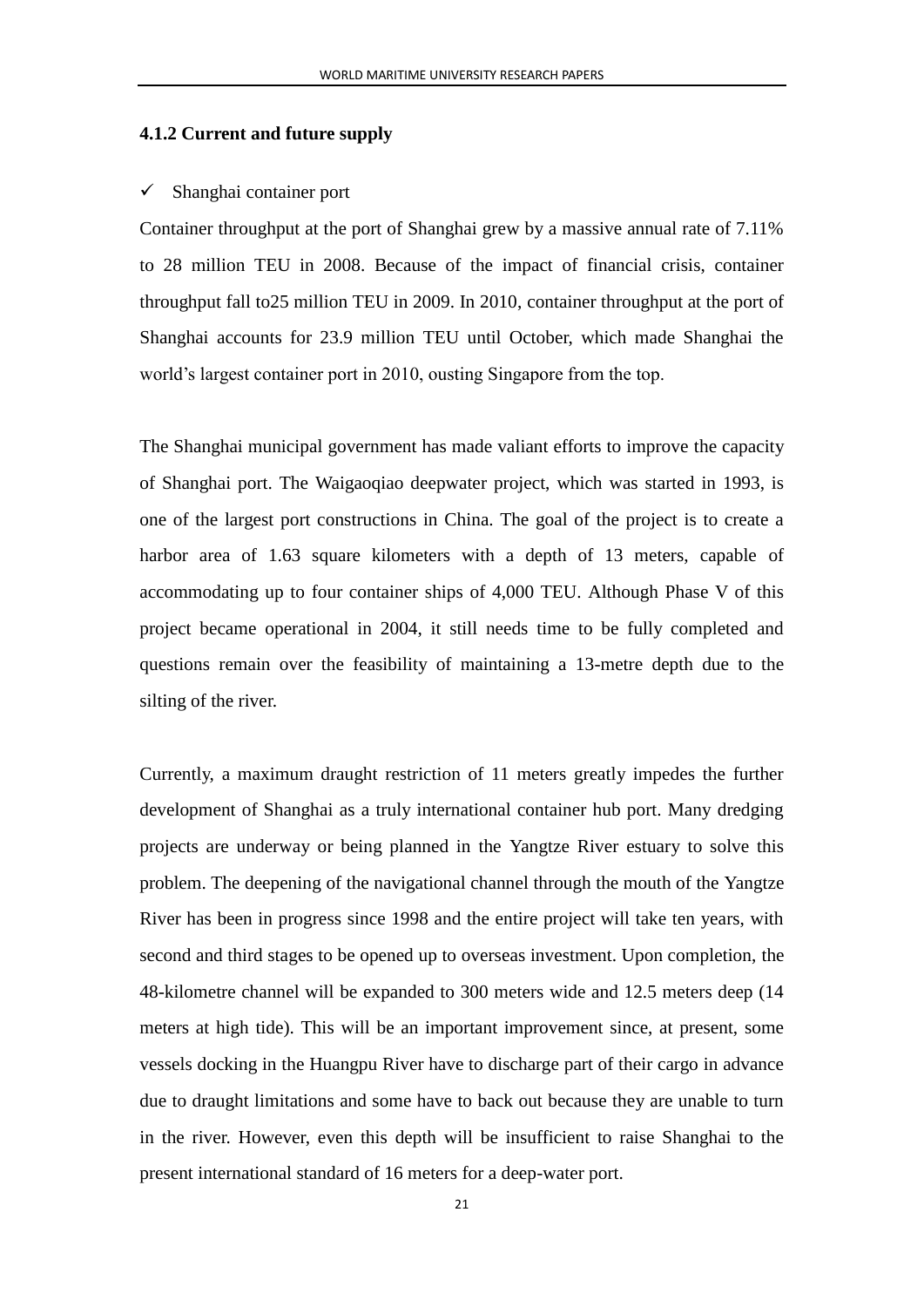### 4.1.2 Current and future supply

- ✓ Shanghai container port

Container throughput at the port of Shanghai grew by a massive annual rate of 7.11% to 28 million TEU in 2008. Because of the impact of financial crisis, container throughput fall to25 million TEU in 2009. In 2010, container throughput at the port of Shanghai accounts for 23.9 million TEU until October, which made Shanghai the world's largest container port in 2010, ousting Singapore from the top.

The Shanghai municipal government has made valiant efforts to improve the capacity of Shanghai port. The Waigaoqiao deepwater project, which was started in 1993, is one of the largest port constructions in China. The goal of the project is to create a harbor area of 1.63 square kilometers with a depth of 13 meters, capable of accommodating up to four container ships of 4,000 TEU. Although Phase V of this project became operational in 2004, it still needs time to be fully completed and questions remain over the feasibility of maintaining a 13-metre depth due to the silting of the river.

Currently, a maximum draught restriction of 11 meters greatly impedes the further development of Shanghai as a truly international container hub port. Many dredging projects are underway or being planned in the Yangtze River estuary to solve this problem. The deepening of the navigational channel through the mouth of the Yangtze River has been in progress since 1998 and the entire project will take ten years, with second and third stages to be opened up to overseas investment. Upon completion, the 48-kilometre channel will be expanded to 300 meters wide and 12.5 meters deep (14 meters at high tide). This will be an important improvement since, at present, some vessels docking in the Huangpu River have to discharge part of their cargo in advance due to draught limitations and some have to back out because they are unable to turn in the river. However, even this depth will be insufficient to raise Shanghai to the present international standard of 16 meters for a deep-water port.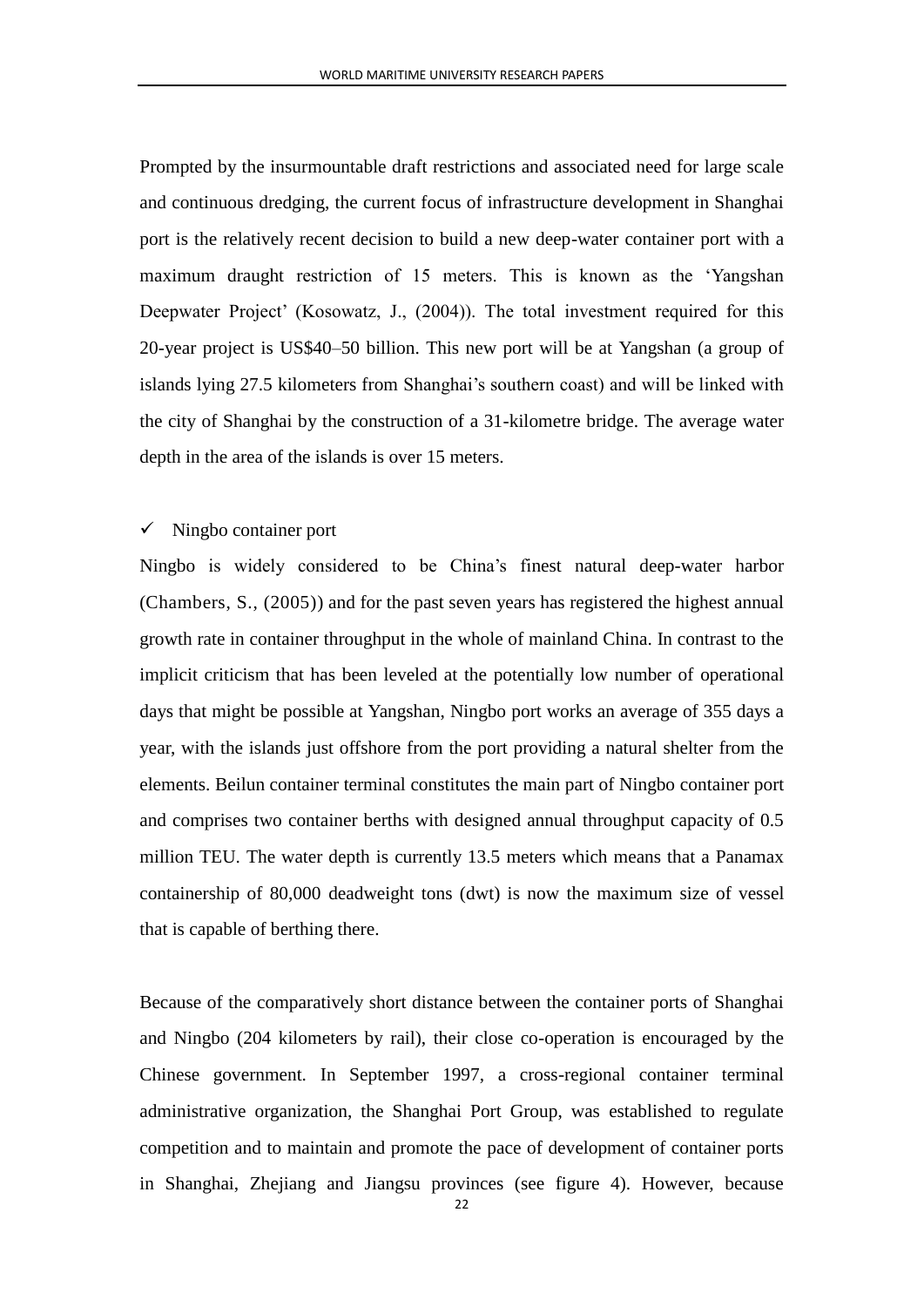Prompted by the insurmountable draft restrictions and associated need for large scale and continuous dredging, the current focus of infrastructure development in Shanghai port is the relatively recent decision to build a new deep-water container port with a maximum draught restriction of 15 meters. This is known as the 'Yangshan Deepwater Project' (Kosowatz, J., (2004)). The total investment required for this 20-year project is US$40–50 billion. This new port will be at Yangshan (a group of islands lying 27.5 kilometers from Shanghai's southern coast) and will be linked with the city of Shanghai by the construction of a 31-kilometre bridge. The average water depth in the area of the islands is over 15 meters.

- ✓ Ningbo container port

Ningbo is widely considered to be China's finest natural deep-water harbor (Chambers, S., (2005)) and for the past seven years has registered the highest annual growth rate in container throughput in the whole of mainland China. In contrast to the implicit criticism that has been leveled at the potentially low number of operational days that might be possible at Yangshan, Ningbo port works an average of 355 days a year, with the islands just offshore from the port providing a natural shelter from the elements. Beilun container terminal constitutes the main part of Ningbo container port and comprises two container berths with designed annual throughput capacity of 0.5 million TEU. The water depth is currently 13.5 meters which means that a Panamax containership of 80,000 deadweight tons (dwt) is now the maximum size of vessel that is capable of berthing there.

Because of the comparatively short distance between the container ports of Shanghai and Ningbo (204 kilometers by rail), their close co-operation is encouraged by the Chinese government. In September 1997, a cross-regional container terminal administrative organization, the Shanghai Port Group, was established to regulate competition and to maintain and promote the pace of development of container ports in Shanghai, Zhejiang and Jiangsu provinces (see figure 4). However, because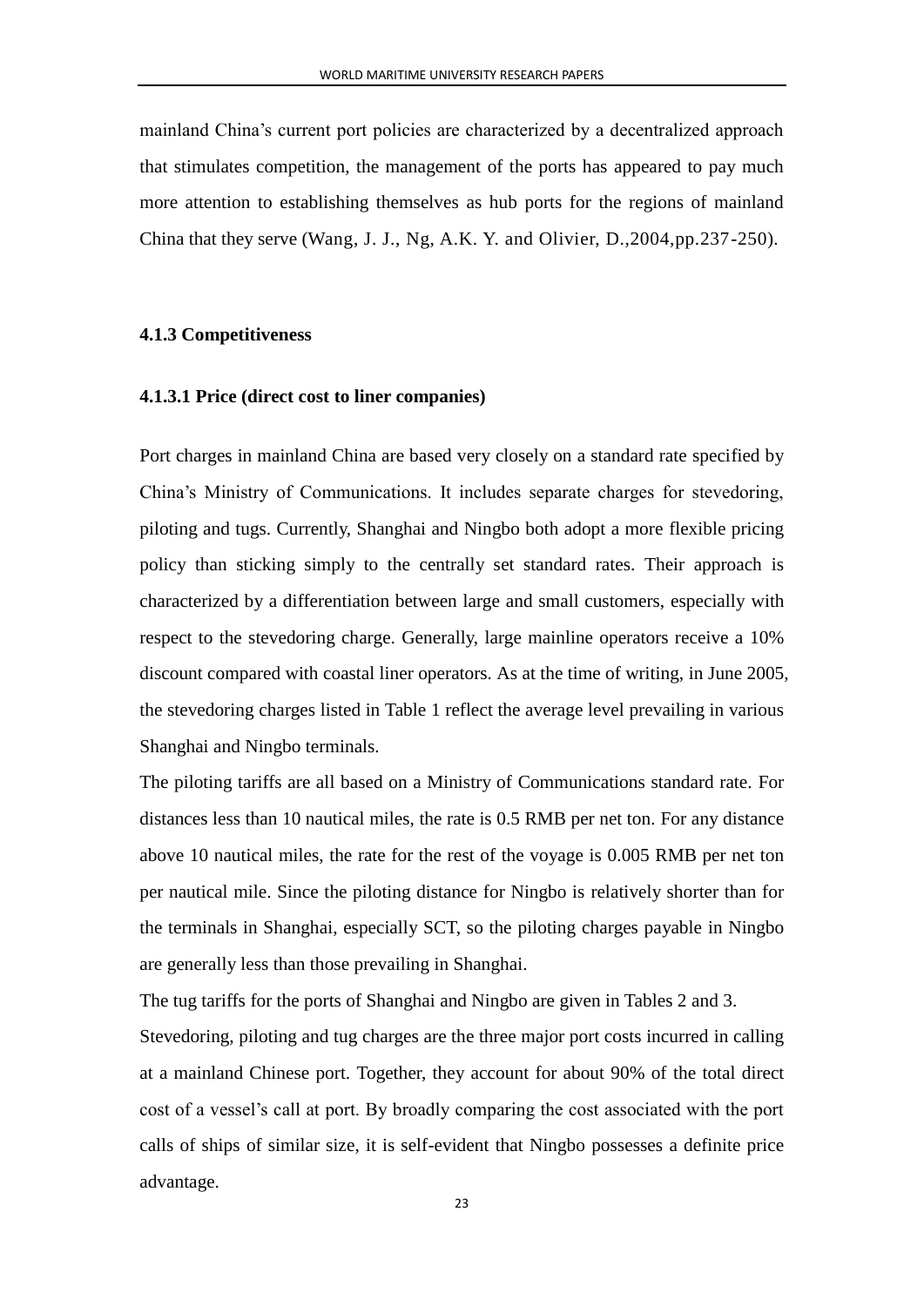mainland China's current port policies are characterized by a decentralized approach that stimulates competition, the management of the ports has appeared to pay much more attention to establishing themselves as hub ports for the regions of mainland China that they serve (Wang, J. J., Ng, A.K. Y. and Olivier, D.,2004,pp.237-250).

### 4.1.3 Competitiveness

#### 4.1.3.1 Price (direct cost to liner companies)

Port charges in mainland China are based very closely on a standard rate specified by China's Ministry of Communications. It includes separate charges for stevedoring, piloting and tugs. Currently, Shanghai and Ningbo both adopt a more flexible pricing policy than sticking simply to the centrally set standard rates. Their approach is characterized by a differentiation between large and small customers, especially with respect to the stevedoring charge. Generally, large mainline operators receive a 10% discount compared with coastal liner operators. As at the time of writing, in June 2005, the stevedoring charges listed in Table 1 reflect the average level prevailing in various Shanghai and Ningbo terminals.

The piloting tariffs are all based on a Ministry of Communications standard rate. For distances less than 10 nautical miles, the rate is 0.5 RMB per net ton. For any distance above 10 nautical miles, the rate for the rest of the voyage is 0.005 RMB per net ton per nautical mile. Since the piloting distance for Ningbo is relatively shorter than for the terminals in Shanghai, especially SCT, so the piloting charges payable in Ningbo are generally less than those prevailing in Shanghai.

The tug tariffs for the ports of Shanghai and Ningbo are given in Tables 2 and 3.

Stevedoring, piloting and tug charges are the three major port costs incurred in calling at a mainland Chinese port. Together, they account for about 90% of the total direct cost of a vessel's call at port. By broadly comparing the cost associated with the port calls of ships of similar size, it is self-evident that Ningbo possesses a definite price advantage.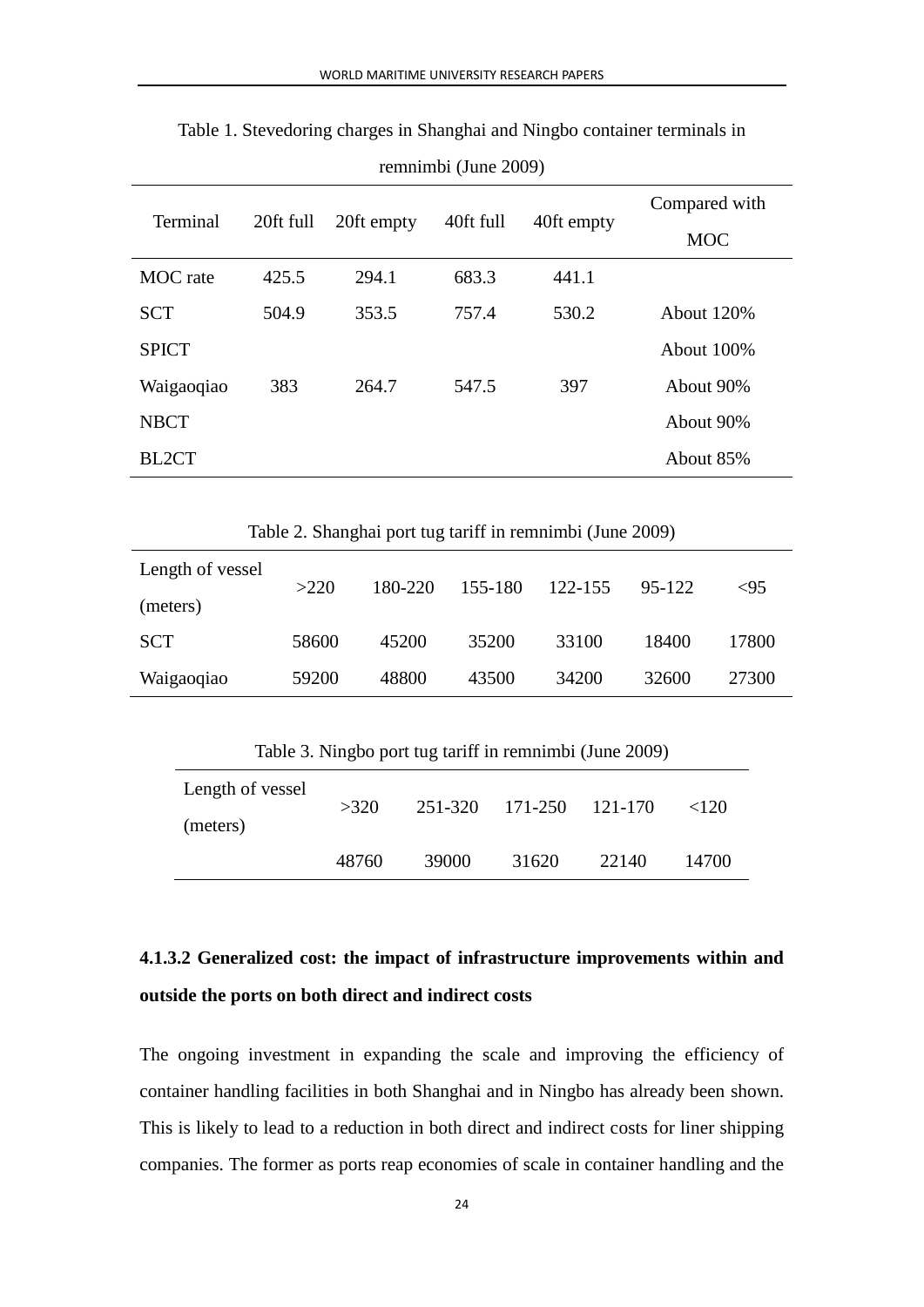Table 1. Stevedoring charges in Shanghai and Ningbo container terminals in remnimbi (June 2009)

| Terminal | 20ft full | 20ft empty | 40ft full | 40ft empty | Compared with MOC |
|---|---|---|---|---|---|
| MOC rate | 425.5 | 294.1 | 683.3 | 441.1 | |
| SCT | 504.9 | 353.5 | 757.4 | 530.2 | About 120% |
| SPICT | | | | | About 100% |
| Waigaoqiao | 383 | 264.7 | 547.5 | 397 | About 90% |
| NBCT | | | | | About 90% |
| BL2CT | | | | | About 85% |

Table 2. Shanghai port tug tariff in remnimbi (June 2009)

| Length of vessel (meters) | >220 | 180-220 | 155-180 | 122-155 | 95-122 | <95 |
|---|---|---|---|---|---|---|
| SCT | 58600 | 45200 | 35200 | 33100 | 18400 | 17800 |
| Waigaoqiao | 59200 | 48800 | 43500 | 34200 | 32600 | 27300 |

Table 3. Ningbo port tug tariff in remnimbi (June 2009)

| Length of vessel (meters) | >320 | 251-320 | 171-250 | 121-170 | <120 |
|---|---|---|---|---|---|
| | 48760 | 39000 | 31620 | 22140 | 14700 |

#### 4.1.3.2 Generalized cost: the impact of infrastructure improvements within and outside the ports on both direct and indirect costs

The ongoing investment in expanding the scale and improving the efficiency of container handling facilities in both Shanghai and in Ningbo has already been shown. This is likely to lead to a reduction in both direct and indirect costs for liner shipping companies. The former as ports reap economies of scale in container handling and the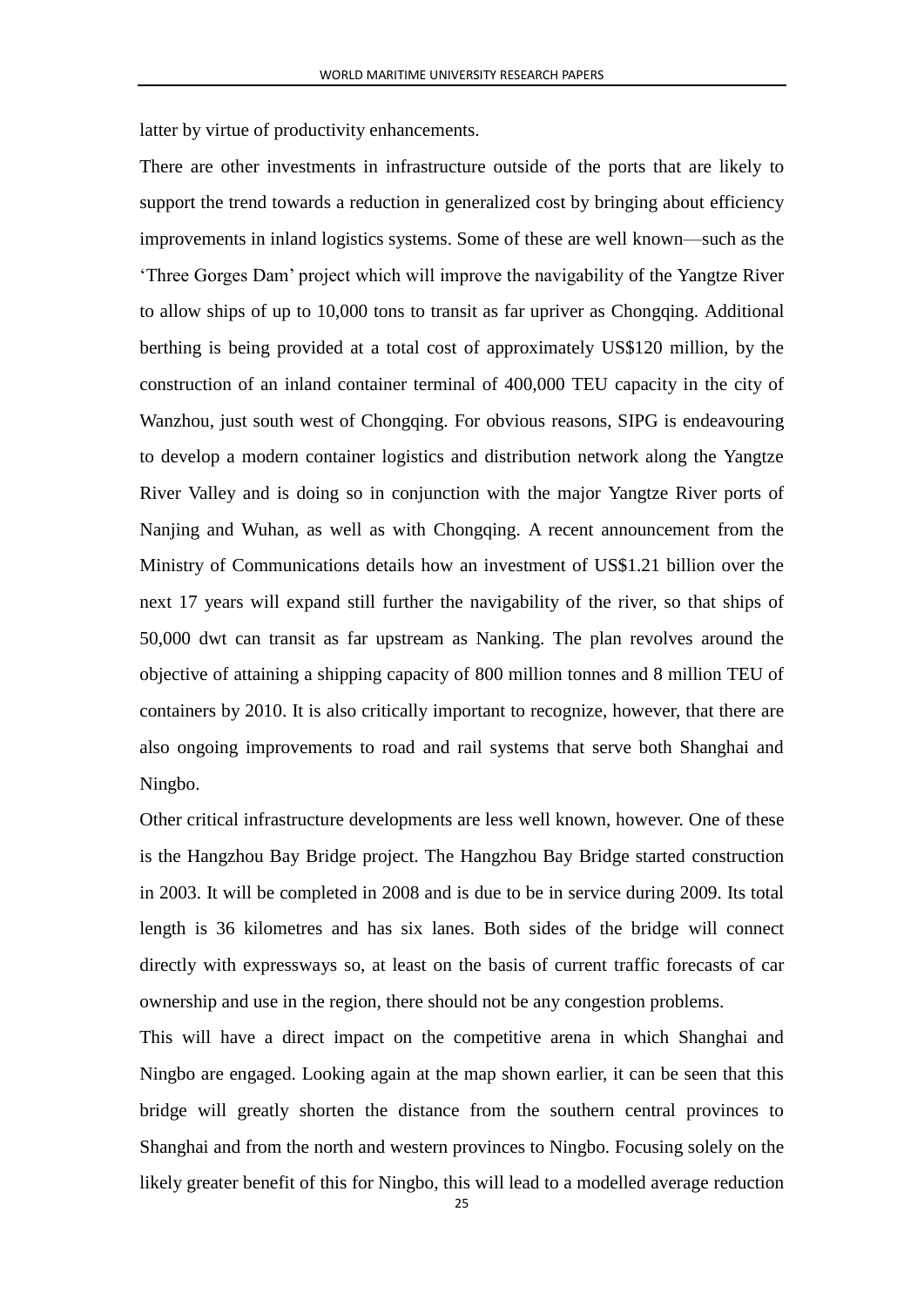latter by virtue of productivity enhancements.

There are other investments in infrastructure outside of the ports that are likely to support the trend towards a reduction in generalized cost by bringing about efficiency improvements in inland logistics systems. Some of these are well known—such as the 'Three Gorges Dam' project which will improve the navigability of the Yangtze River to allow ships of up to 10,000 tons to transit as far upriver as Chongqing. Additional berthing is being provided at a total cost of approximately US$120 million, by the construction of an inland container terminal of 400,000 TEU capacity in the city of Wanzhou, just south west of Chongqing. For obvious reasons, SIPG is endeavouring to develop a modern container logistics and distribution network along the Yangtze River Valley and is doing so in conjunction with the major Yangtze River ports of Nanjing and Wuhan, as well as with Chongqing. A recent announcement from the Ministry of Communications details how an investment of US$1.21 billion over the next 17 years will expand still further the navigability of the river, so that ships of 50,000 dwt can transit as far upstream as Nanking. The plan revolves around the objective of attaining a shipping capacity of 800 million tonnes and 8 million TEU of containers by 2010. It is also critically important to recognize, however, that there are also ongoing improvements to road and rail systems that serve both Shanghai and Ningbo.

Other critical infrastructure developments are less well known, however. One of these is the Hangzhou Bay Bridge project. The Hangzhou Bay Bridge started construction in 2003. It will be completed in 2008 and is due to be in service during 2009. Its total length is 36 kilometres and has six lanes. Both sides of the bridge will connect directly with expressways so, at least on the basis of current traffic forecasts of car ownership and use in the region, there should not be any congestion problems.

This will have a direct impact on the competitive arena in which Shanghai and Ningbo are engaged. Looking again at the map shown earlier, it can be seen that this bridge will greatly shorten the distance from the southern central provinces to Shanghai and from the north and western provinces to Ningbo. Focusing solely on the likely greater benefit of this for Ningbo, this will lead to a modelled average reduction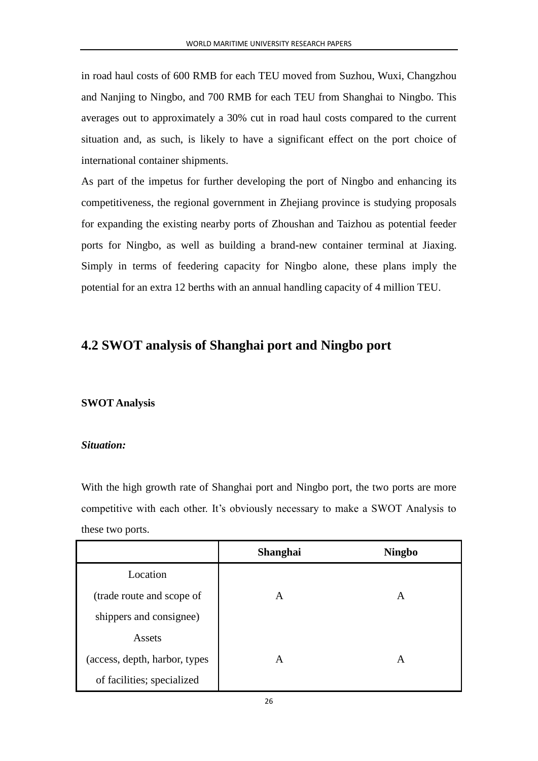in road haul costs of 600 RMB for each TEU moved from Suzhou, Wuxi, Changzhou and Nanjing to Ningbo, and 700 RMB for each TEU from Shanghai to Ningbo. This averages out to approximately a 30% cut in road haul costs compared to the current situation and, as such, is likely to have a significant effect on the port choice of international container shipments.

As part of the impetus for further developing the port of Ningbo and enhancing its competitiveness, the regional government in Zhejiang province is studying proposals for expanding the existing nearby ports of Zhoushan and Taizhou as potential feeder ports for Ningbo, as well as building a brand-new container terminal at Jiaxing. Simply in terms of feedering capacity for Ningbo alone, these plans imply the potential for an extra 12 berths with an annual handling capacity of 4 million TEU.

## 4.2 SWOT analysis of Shanghai port and Ningbo port

**SWOT Analysis**

***Situation:***

With the high growth rate of Shanghai port and Ningbo port, the two ports are more competitive with each other. It's obviously necessary to make a SWOT Analysis to these two ports.

| | Shanghai | Ningbo |
|---|---|---|
| Location (trade route and scope of shippers and consignee) | A | A |
| Assets (access, depth, harbor, types of facilities; specialized | A | A |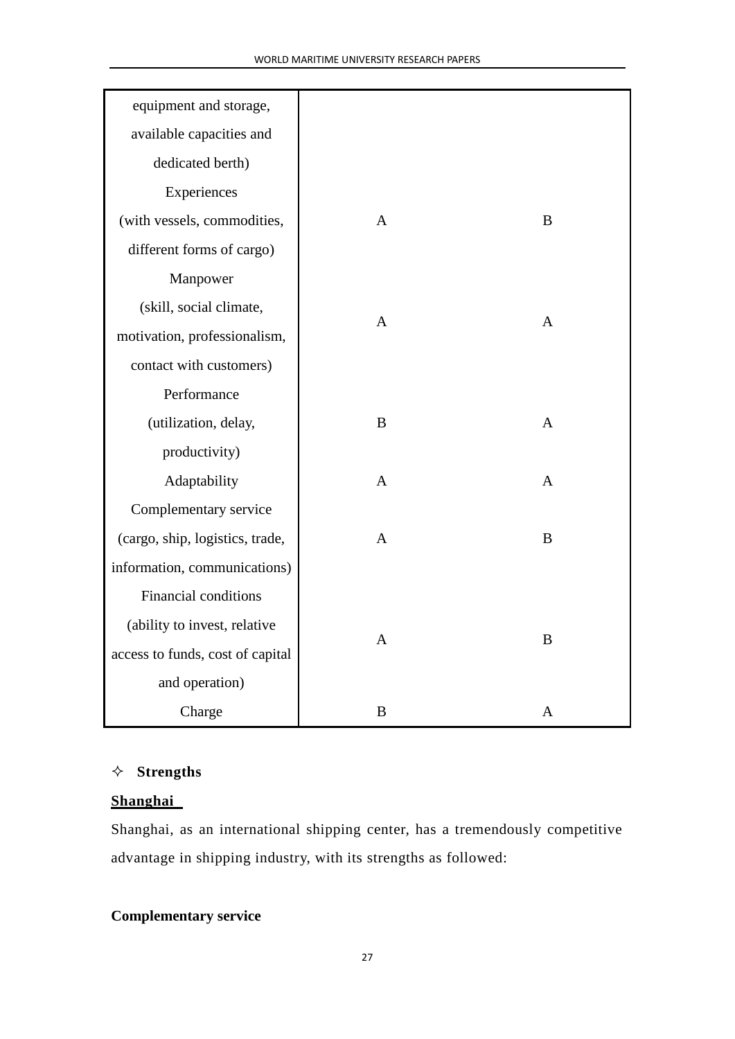| | | |
|---|---|---|
| equipment and storage, available capacities and dedicated berth) | | |
| Experiences (with vessels, commodities, different forms of cargo) | A | B |
| Manpower (skill, social climate, motivation, professionalism, contact with customers) | A | A |
| Performance (utilization, delay, productivity) | B | A |
| Adaptability | A | A |
| Complementary service (cargo, ship, logistics, trade, information, communications) | A | B |
| Financial conditions (ability to invest, relative access to funds, cost of capital and operation) | A | B |
| Charge | B | A |

✧ **Strengths**

**Shanghai**

Shanghai, as an international shipping center, has a tremendously competitive advantage in shipping industry, with its strengths as followed:

**Complementary service**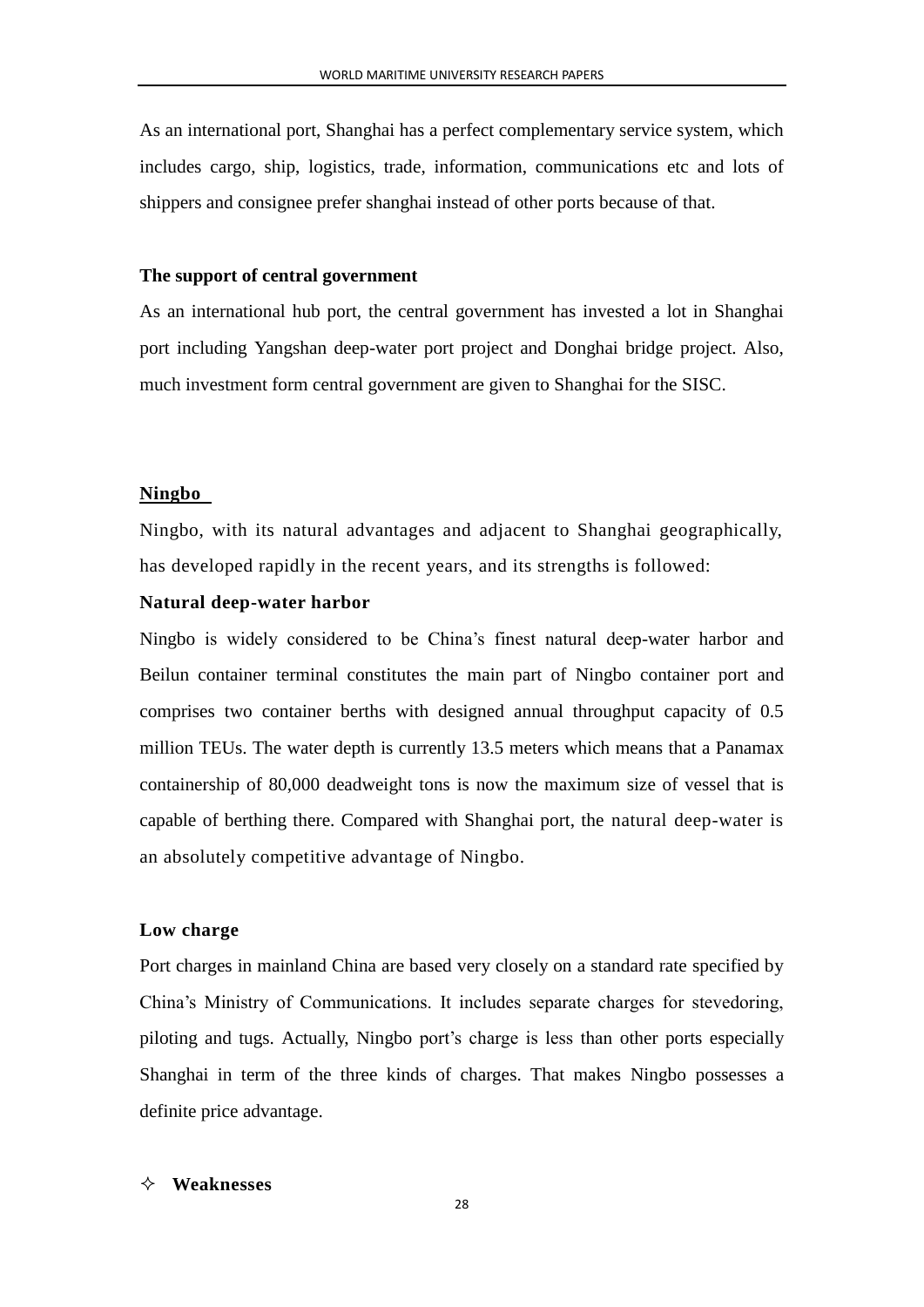As an international port, Shanghai has a perfect complementary service system, which includes cargo, ship, logistics, trade, information, communications etc and lots of shippers and consignee prefer shanghai instead of other ports because of that.

**The support of central government**

As an international hub port, the central government has invested a lot in Shanghai port including Yangshan deep-water port project and Donghai bridge project. Also, much investment form central government are given to Shanghai for the SISC.

**Ningbo**

Ningbo, with its natural advantages and adjacent to Shanghai geographically, has developed rapidly in the recent years, and its strengths is followed:

**Natural deep-water harbor**

Ningbo is widely considered to be China's finest natural deep-water harbor and Beilun container terminal constitutes the main part of Ningbo container port and comprises two container berths with designed annual throughput capacity of 0.5 million TEUs. The water depth is currently 13.5 meters which means that a Panamax containership of 80,000 deadweight tons is now the maximum size of vessel that is capable of berthing there. Compared with Shanghai port, the natural deep-water is an absolutely competitive advantage of Ningbo.

**Low charge**

Port charges in mainland China are based very closely on a standard rate specified by China's Ministry of Communications. It includes separate charges for stevedoring, piloting and tugs. Actually, Ningbo port's charge is less than other ports especially Shanghai in term of the three kinds of charges. That makes Ningbo possesses a definite price advantage.

✧ **Weaknesses**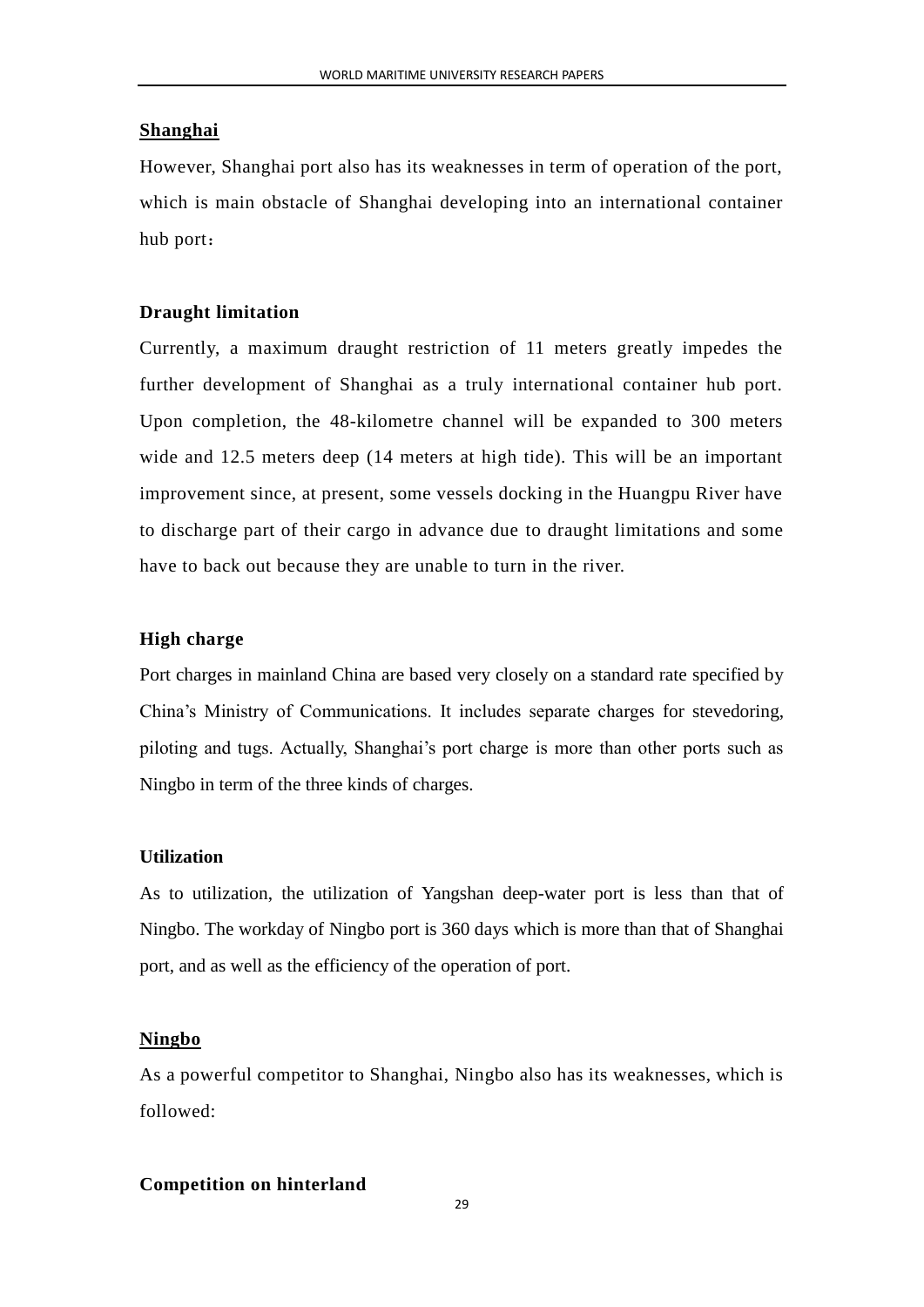**Shanghai**

However, Shanghai port also has its weaknesses in term of operation of the port, which is main obstacle of Shanghai developing into an international container hub port：

**Draught limitation**

Currently, a maximum draught restriction of 11 meters greatly impedes the further development of Shanghai as a truly international container hub port. Upon completion, the 48-kilometre channel will be expanded to 300 meters wide and 12.5 meters deep (14 meters at high tide). This will be an important improvement since, at present, some vessels docking in the Huangpu River have to discharge part of their cargo in advance due to draught limitations and some have to back out because they are unable to turn in the river.

**High charge**

Port charges in mainland China are based very closely on a standard rate specified by China's Ministry of Communications. It includes separate charges for stevedoring, piloting and tugs. Actually, Shanghai's port charge is more than other ports such as Ningbo in term of the three kinds of charges.

**Utilization**

As to utilization, the utilization of Yangshan deep-water port is less than that of Ningbo. The workday of Ningbo port is 360 days which is more than that of Shanghai port, and as well as the efficiency of the operation of port.

**Ningbo**

As a powerful competitor to Shanghai, Ningbo also has its weaknesses, which is followed:

**Competition on hinterland**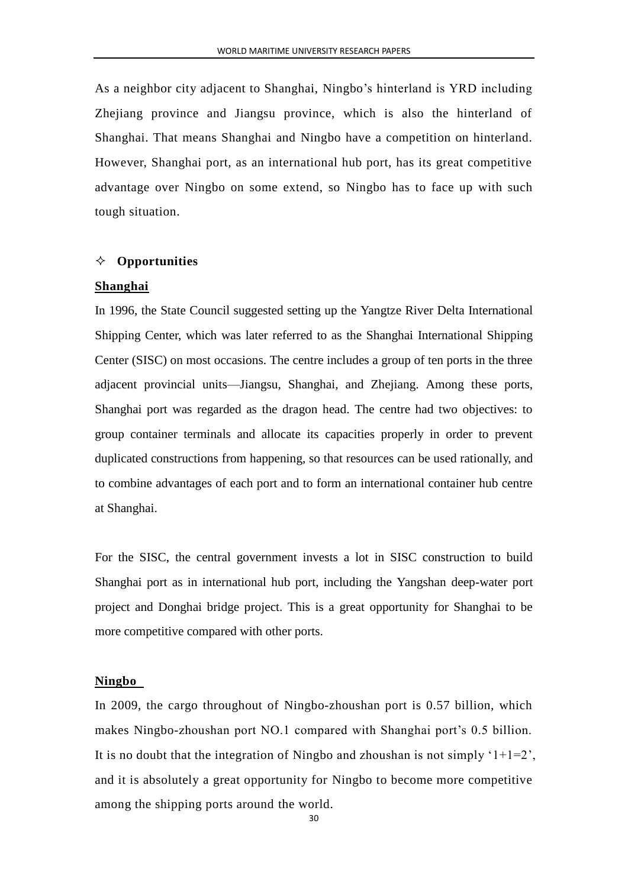As a neighbor city adjacent to Shanghai, Ningbo's hinterland is YRD including Zhejiang province and Jiangsu province, which is also the hinterland of Shanghai. That means Shanghai and Ningbo have a competition on hinterland. However, Shanghai port, as an international hub port, has its great competitive advantage over Ningbo on some extend, so Ningbo has to face up with such tough situation.

- **Opportunities**

**Shanghai**

In 1996, the State Council suggested setting up the Yangtze River Delta International Shipping Center, which was later referred to as the Shanghai International Shipping Center (SISC) on most occasions. The centre includes a group of ten ports in the three adjacent provincial units—Jiangsu, Shanghai, and Zhejiang. Among these ports, Shanghai port was regarded as the dragon head. The centre had two objectives: to group container terminals and allocate its capacities properly in order to prevent duplicated constructions from happening, so that resources can be used rationally, and to combine advantages of each port and to form an international container hub centre at Shanghai.

For the SISC, the central government invests a lot in SISC construction to build Shanghai port as in international hub port, including the Yangshan deep-water port project and Donghai bridge project. This is a great opportunity for Shanghai to be more competitive compared with other ports.

**Ningbo**

In 2009, the cargo throughout of Ningbo-zhoushan port is 0.57 billion, which makes Ningbo-zhoushan port NO.1 compared with Shanghai port's 0.5 billion. It is no doubt that the integration of Ningbo and zhoushan is not simply '1+1=2', and it is absolutely a great opportunity for Ningbo to become more competitive among the shipping ports around the world.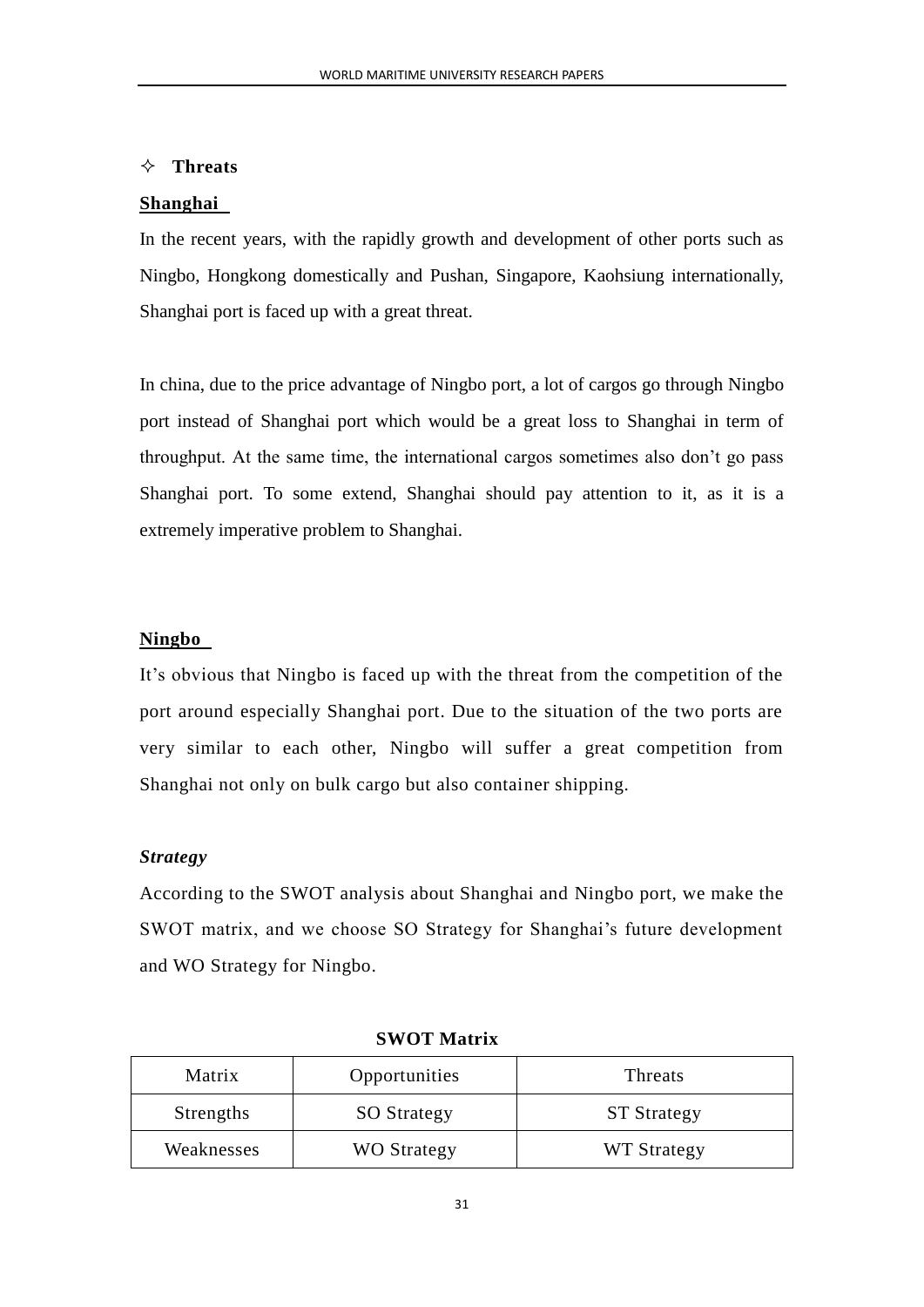✧ **Threats**

**Shanghai**

In the recent years, with the rapidly growth and development of other ports such as Ningbo, Hongkong domestically and Pushan, Singapore, Kaohsiung internationally, Shanghai port is faced up with a great threat.

In china, due to the price advantage of Ningbo port, a lot of cargos go through Ningbo port instead of Shanghai port which would be a great loss to Shanghai in term of throughput. At the same time, the international cargos sometimes also don't go pass Shanghai port. To some extend, Shanghai should pay attention to it, as it is a extremely imperative problem to Shanghai.

**Ningbo**

It's obvious that Ningbo is faced up with the threat from the competition of the port around especially Shanghai port. Due to the situation of the two ports are very similar to each other, Ningbo will suffer a great competition from Shanghai not only on bulk cargo but also container shipping.

***Strategy***

According to the SWOT analysis about Shanghai and Ningbo port, we make the SWOT matrix, and we choose SO Strategy for Shanghai's future development and WO Strategy for Ningbo.

**SWOT Matrix**

| Matrix | Opportunities | Threats |
|---|---|---|
| Strengths | SO Strategy | ST Strategy |
| Weaknesses | WO Strategy | WT Strategy |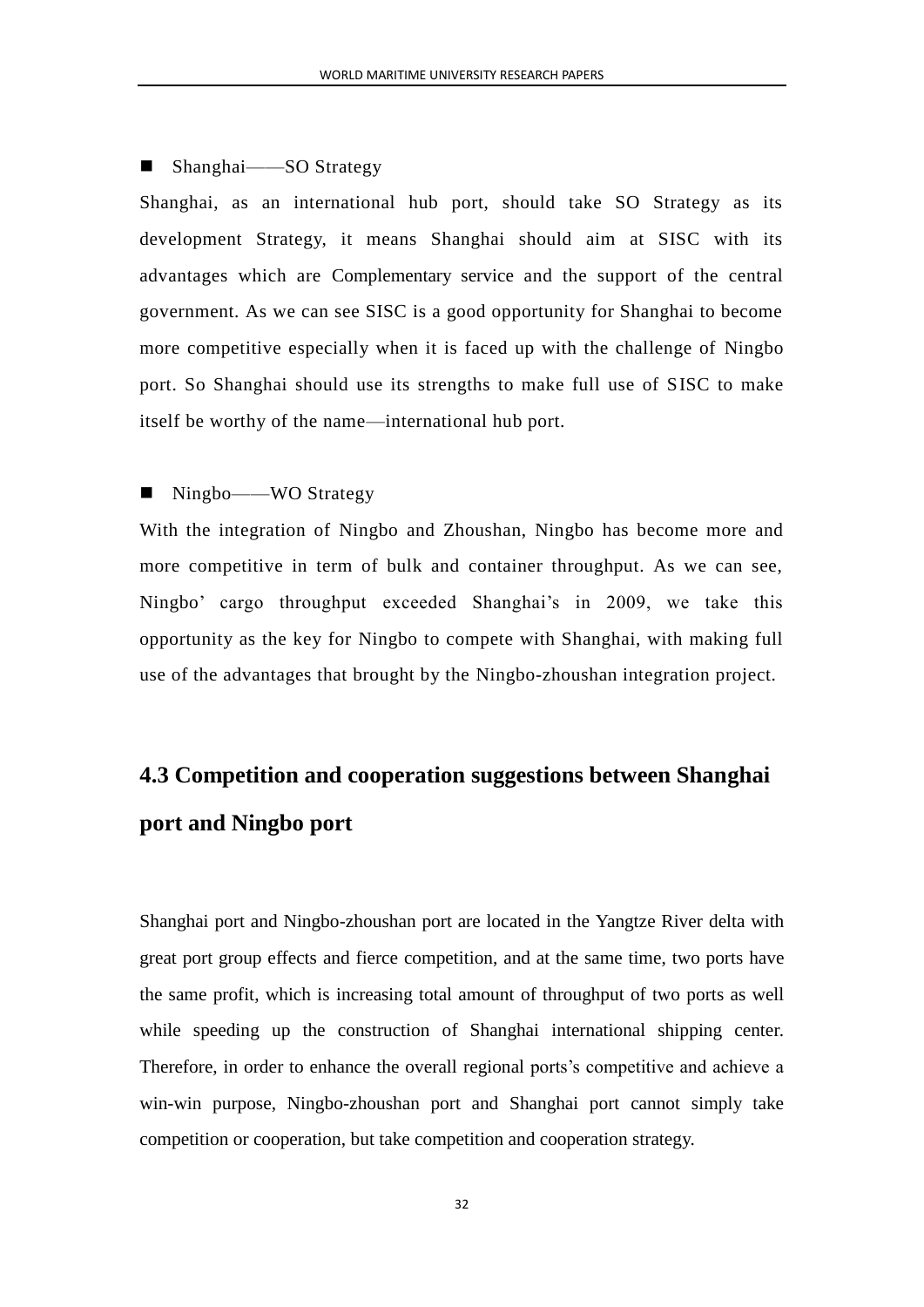■ Shanghai——SO Strategy

Shanghai, as an international hub port, should take SO Strategy as its development Strategy, it means Shanghai should aim at SISC with its advantages which are Complementary service and the support of the central government. As we can see SISC is a good opportunity for Shanghai to become more competitive especially when it is faced up with the challenge of Ningbo port. So Shanghai should use its strengths to make full use of SISC to make itself be worthy of the name—international hub port.

■ Ningbo——WO Strategy

With the integration of Ningbo and Zhoushan, Ningbo has become more and more competitive in term of bulk and container throughput. As we can see, Ningbo' cargo throughput exceeded Shanghai's in 2009, we take this opportunity as the key for Ningbo to compete with Shanghai, with making full use of the advantages that brought by the Ningbo-zhoushan integration project.

## 4.3 Competition and cooperation suggestions between Shanghai port and Ningbo port

Shanghai port and Ningbo-zhoushan port are located in the Yangtze River delta with great port group effects and fierce competition, and at the same time, two ports have the same profit, which is increasing total amount of throughput of two ports as well while speeding up the construction of Shanghai international shipping center. Therefore, in order to enhance the overall regional ports's competitive and achieve a win-win purpose, Ningbo-zhoushan port and Shanghai port cannot simply take competition or cooperation, but take competition and cooperation strategy.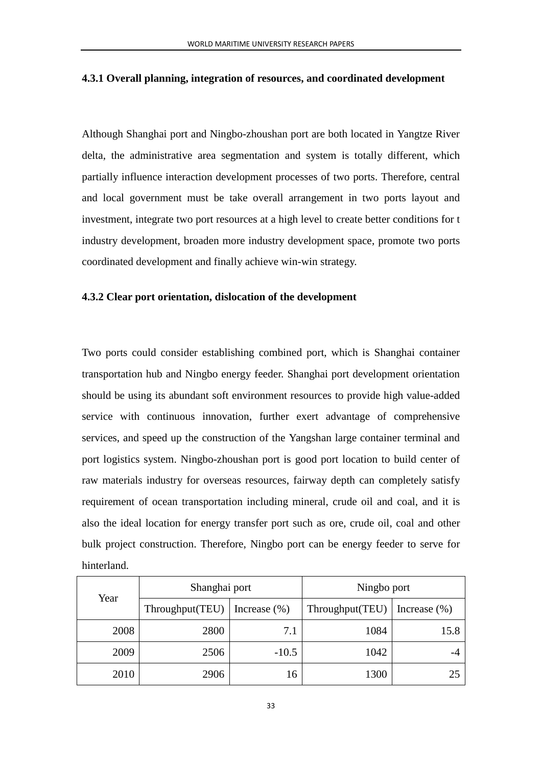#### 4.3.1 Overall planning, integration of resources, and coordinated development

Although Shanghai port and Ningbo-zhoushan port are both located in Yangtze River delta, the administrative area segmentation and system is totally different, which partially influence interaction development processes of two ports. Therefore, central and local government must be take overall arrangement in two ports layout and investment, integrate two port resources at a high level to create better conditions for t industry development, broaden more industry development space, promote two ports coordinated development and finally achieve win-win strategy.

#### 4.3.2 Clear port orientation, dislocation of the development

Two ports could consider establishing combined port, which is Shanghai container transportation hub and Ningbo energy feeder. Shanghai port development orientation should be using its abundant soft environment resources to provide high value-added service with continuous innovation, further exert advantage of comprehensive services, and speed up the construction of the Yangshan large container terminal and port logistics system. Ningbo-zhoushan port is good port location to build center of raw materials industry for overseas resources, fairway depth can completely satisfy requirement of ocean transportation including mineral, crude oil and coal, and it is also the ideal location for energy transfer port such as ore, crude oil, coal and other bulk project construction. Therefore, Ningbo port can be energy feeder to serve for hinterland.

| Year | Shanghai port | | Ningbo port | |
|---|---|---|---|---|
| | Throughput(TEU) | Increase (%) | Throughput(TEU) | Increase (%) |
| 2008 | 2800 | 7.1 | 1084 | 15.8 |
| 2009 | 2506 | -10.5 | 1042 | -4 |
| 2010 | 2906 | 16 | 1300 | 25 |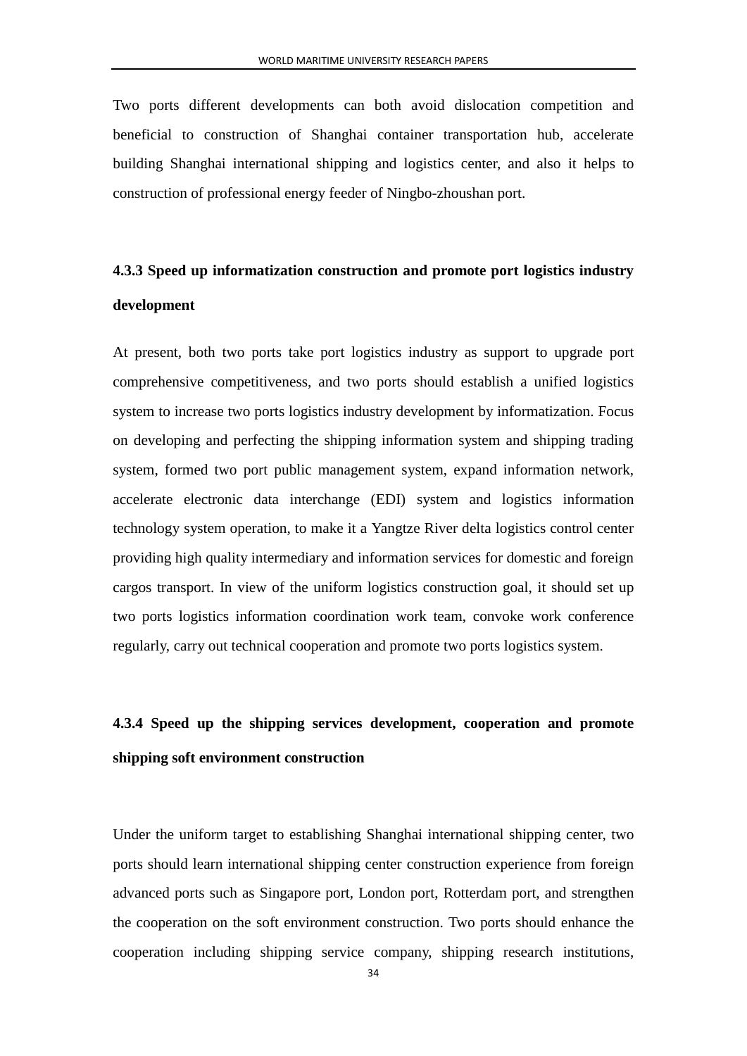Two ports different developments can both avoid dislocation competition and beneficial to construction of Shanghai container transportation hub, accelerate building Shanghai international shipping and logistics center, and also it helps to construction of professional energy feeder of Ningbo-zhoushan port.

#### 4.3.3 Speed up informatization construction and promote port logistics industry development

At present, both two ports take port logistics industry as support to upgrade port comprehensive competitiveness, and two ports should establish a unified logistics system to increase two ports logistics industry development by informatization. Focus on developing and perfecting the shipping information system and shipping trading system, formed two port public management system, expand information network, accelerate electronic data interchange (EDI) system and logistics information technology system operation, to make it a Yangtze River delta logistics control center providing high quality intermediary and information services for domestic and foreign cargos transport. In view of the uniform logistics construction goal, it should set up two ports logistics information coordination work team, convoke work conference regularly, carry out technical cooperation and promote two ports logistics system.

#### 4.3.4 Speed up the shipping services development, cooperation and promote shipping soft environment construction

Under the uniform target to establishing Shanghai international shipping center, two ports should learn international shipping center construction experience from foreign advanced ports such as Singapore port, London port, Rotterdam port, and strengthen the cooperation on the soft environment construction. Two ports should enhance the cooperation including shipping service company, shipping research institutions,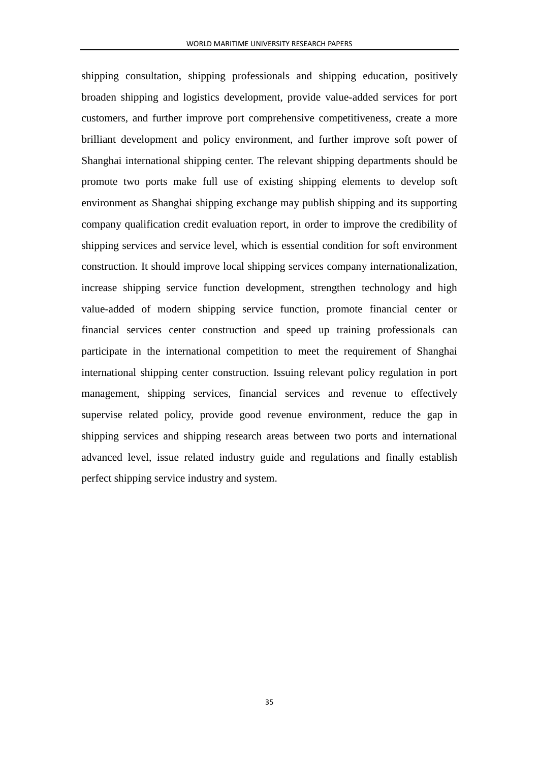shipping consultation, shipping professionals and shipping education, positively broaden shipping and logistics development, provide value-added services for port customers, and further improve port comprehensive competitiveness, create a more brilliant development and policy environment, and further improve soft power of Shanghai international shipping center. The relevant shipping departments should be promote two ports make full use of existing shipping elements to develop soft environment as Shanghai shipping exchange may publish shipping and its supporting company qualification credit evaluation report, in order to improve the credibility of shipping services and service level, which is essential condition for soft environment construction. It should improve local shipping services company internationalization, increase shipping service function development, strengthen technology and high value-added of modern shipping service function, promote financial center or financial services center construction and speed up training professionals can participate in the international competition to meet the requirement of Shanghai international shipping center construction. Issuing relevant policy regulation in port management, shipping services, financial services and revenue to effectively supervise related policy, provide good revenue environment, reduce the gap in shipping services and shipping research areas between two ports and international advanced level, issue related industry guide and regulations and finally establish perfect shipping service industry and system.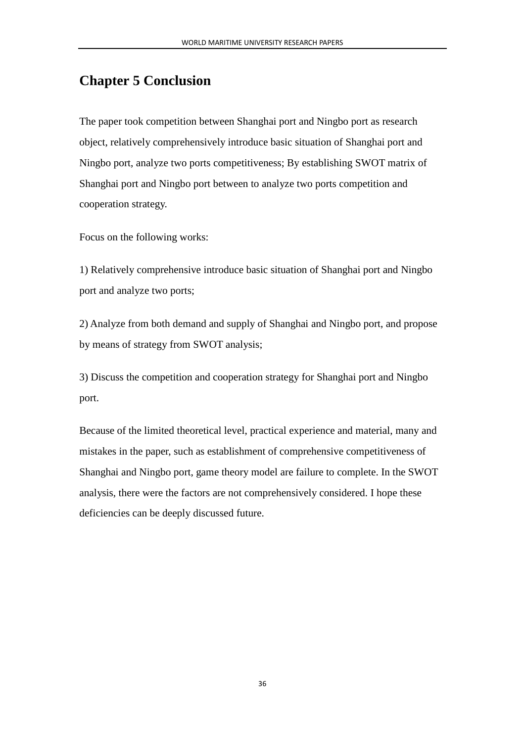# Chapter 5 Conclusion

The paper took competition between Shanghai port and Ningbo port as research object, relatively comprehensively introduce basic situation of Shanghai port and Ningbo port, analyze two ports competitiveness; By establishing SWOT matrix of Shanghai port and Ningbo port between to analyze two ports competition and cooperation strategy.

Focus on the following works:

1) Relatively comprehensive introduce basic situation of Shanghai port and Ningbo port and analyze two ports;

2) Analyze from both demand and supply of Shanghai and Ningbo port, and propose by means of strategy from SWOT analysis;

3) Discuss the competition and cooperation strategy for Shanghai port and Ningbo port.

Because of the limited theoretical level, practical experience and material, many and mistakes in the paper, such as establishment of comprehensive competitiveness of Shanghai and Ningbo port, game theory model are failure to complete. In the SWOT analysis, there were the factors are not comprehensively considered. I hope these deficiencies can be deeply discussed future.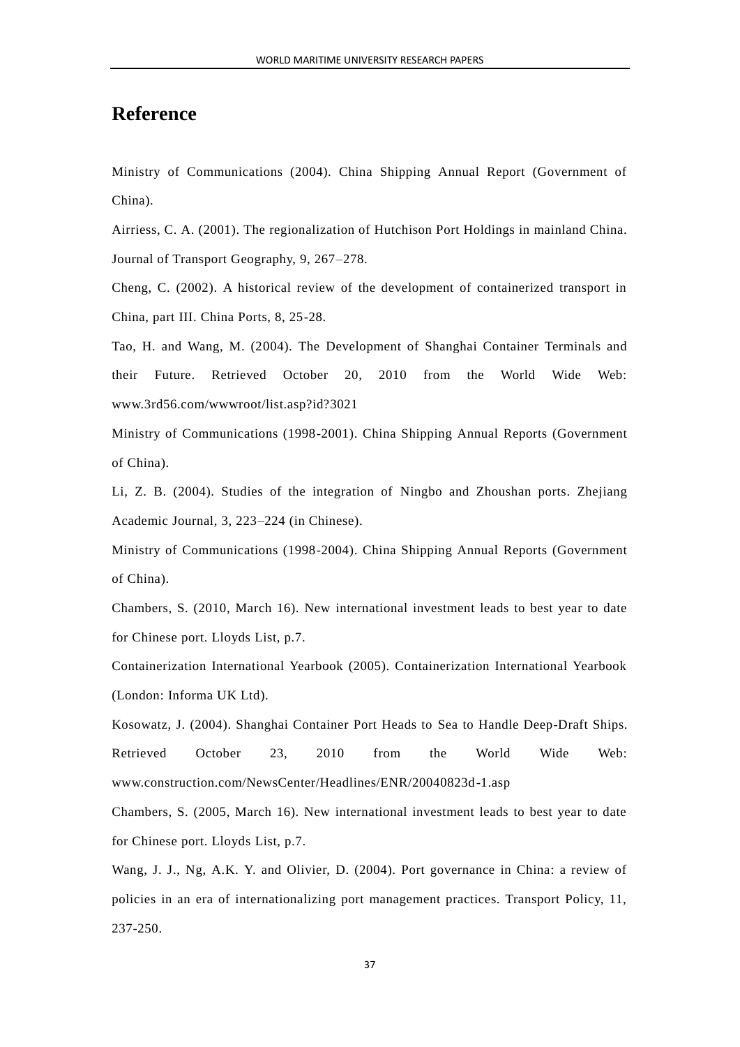# Reference

Ministry of Communications (2004). China Shipping Annual Report (Government of China).

Airriess, C. A. (2001). The regionalization of Hutchison Port Holdings in mainland China. Journal of Transport Geography, 9, 267–278.

Cheng, C. (2002). A historical review of the development of containerized transport in China, part III. China Ports, 8, 25-28.

Tao, H. and Wang, M. (2004). The Development of Shanghai Container Terminals and their Future. Retrieved October 20, 2010 from the World Wide Web: www.3rd56.com/wwwroot/list.asp?id?3021

Ministry of Communications (1998-2001). China Shipping Annual Reports (Government of China).

Li, Z. B. (2004). Studies of the integration of Ningbo and Zhoushan ports. Zhejiang Academic Journal, 3, 223–224 (in Chinese).

Ministry of Communications (1998-2004). China Shipping Annual Reports (Government of China).

Chambers, S. (2010, March 16). New international investment leads to best year to date for Chinese port. Lloyds List, p.7.

Containerization International Yearbook (2005). Containerization International Yearbook (London: Informa UK Ltd).

Kosowatz, J. (2004). Shanghai Container Port Heads to Sea to Handle Deep-Draft Ships. Retrieved October 23, 2010 from the World Wide Web: www.construction.com/NewsCenter/Headlines/ENR/20040823d-1.asp

Chambers, S. (2005, March 16). New international investment leads to best year to date for Chinese port. Lloyds List, p.7.

Wang, J. J., Ng, A.K. Y. and Olivier, D. (2004). Port governance in China: a review of policies in an era of internationalizing port management practices. Transport Policy, 11, 237-250.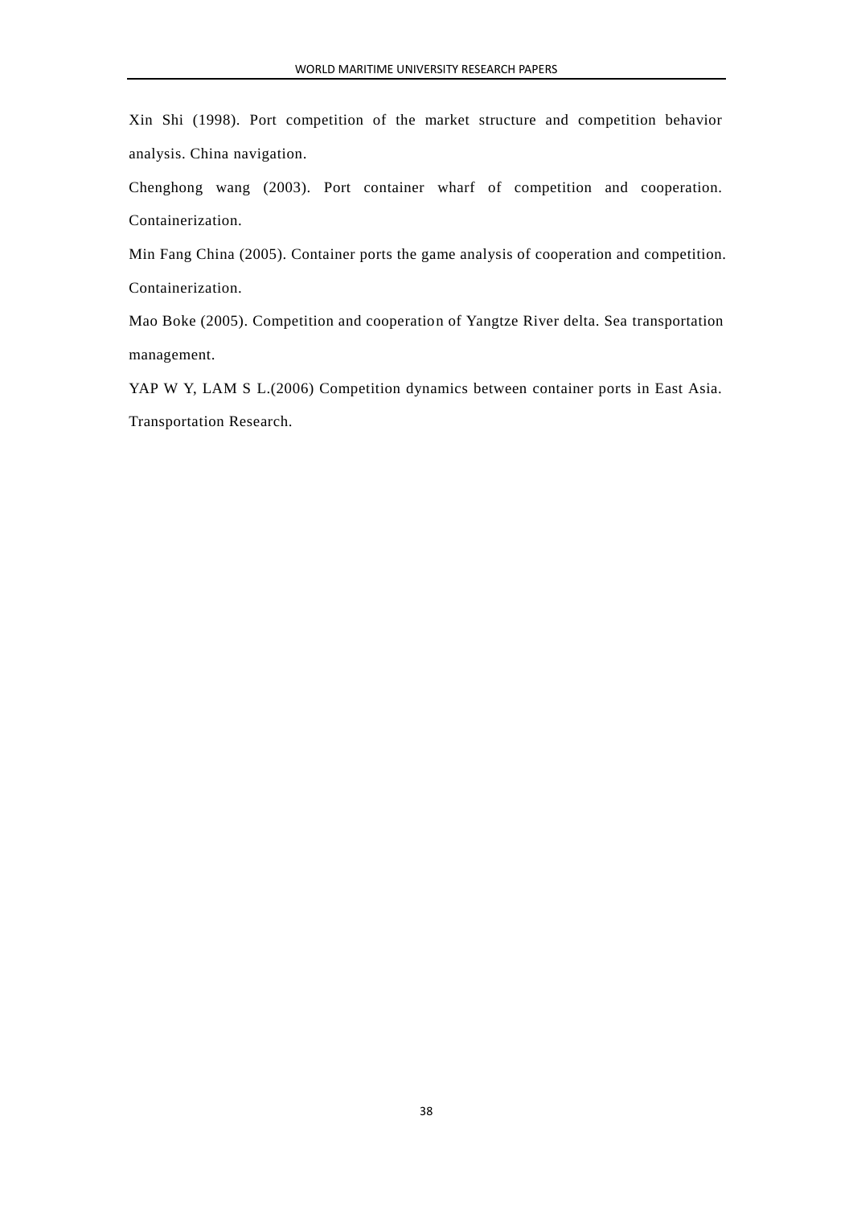Xin Shi (1998). Port competition of the market structure and competition behavior analysis. China navigation.

Chenghong wang (2003). Port container wharf of competition and cooperation. Containerization.

Min Fang China (2005). Container ports the game analysis of cooperation and competition. Containerization.

Mao Boke (2005). Competition and cooperation of Yangtze River delta. Sea transportation management.

YAP W Y, LAM S L.(2006) Competition dynamics between container ports in East Asia. Transportation Research.